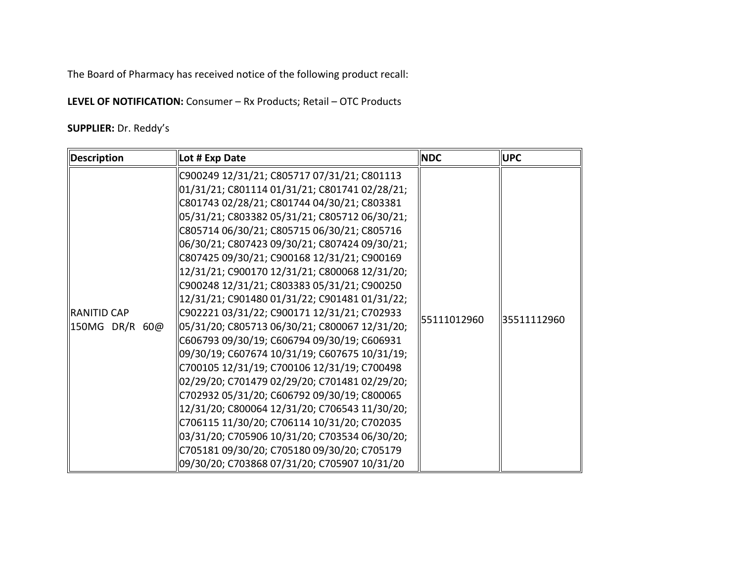The Board of Pharmacy has received notice of the following product recall:

**LEVEL OF NOTIFICATION:** Consumer – Rx Products; Retail – OTC Products

**SUPPLIER:** Dr. Reddy's

| Description | Lot # Exp Date | NDC | UPC |
|---|---|---|---|
| RANITID CAP 150MG DR/R 60@ | C900249 12/31/21; C805717 07/31/21; C801113 01/31/21; C801114 01/31/21; C801741 02/28/21; C801743 02/28/21; C801744 04/30/21; C803381 05/31/21; C803382 05/31/21; C805712 06/30/21; C805714 06/30/21; C805715 06/30/21; C805716 06/30/21; C807423 09/30/21; C807424 09/30/21; C807425 09/30/21; C900168 12/31/21; C900169 12/31/21; C900170 12/31/21; C800068 12/31/20; C900248 12/31/21; C803383 05/31/21; C900250 12/31/21; C901480 01/31/22; C901481 01/31/22; C902221 03/31/22; C900171 12/31/21; C702933 05/31/20; C805713 06/30/21; C800067 12/31/20; C606793 09/30/19; C606794 09/30/19; C606931 09/30/19; C607674 10/31/19; C607675 10/31/19; C700105 12/31/19; C700106 12/31/19; C700498 02/29/20; C701479 02/29/20; C701481 02/29/20; C702932 05/31/20; C606792 09/30/19; C800065 12/31/20; C800064 12/31/20; C706543 11/30/20; C706115 11/30/20; C706114 10/31/20; C702035 03/31/20; C705906 10/31/20; C703534 06/30/20; C705181 09/30/20; C705180 09/30/20; C705179 09/30/20; C703868 07/31/20; C705907 10/31/20 | 55111012960 | 35511112960 |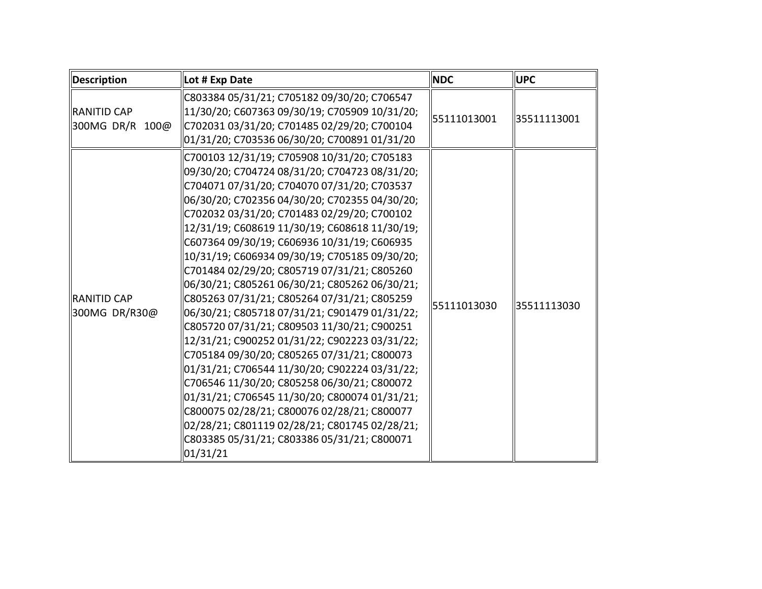| Description | Lot # Exp Date | NDC | UPC |
|---|---|---|---|
| RANITID CAP 300MG DR/R 100@ | C803384 05/31/21; C705182 09/30/20; C706547 11/30/20; C607363 09/30/19; C705909 10/31/20; C702031 03/31/20; C701485 02/29/20; C700104 01/31/20; C703536 06/30/20; C700891 01/31/20 | 55111013001 | 35511113001 |
| RANITID CAP 300MG DR/R30@ | C700103 12/31/19; C705908 10/31/20; C705183 09/30/20; C704724 08/31/20; C704723 08/31/20; C704071 07/31/20; C704070 07/31/20; C703537 06/30/20; C702356 04/30/20; C702355 04/30/20; C702032 03/31/20; C701483 02/29/20; C700102 12/31/19; C608619 11/30/19; C608618 11/30/19; C607364 09/30/19; C606936 10/31/19; C606935 10/31/19; C606934 09/30/19; C705185 09/30/20; C701484 02/29/20; C805719 07/31/21; C805260 06/30/21; C805261 06/30/21; C805262 06/30/21; C805263 07/31/21; C805264 07/31/21; C805259 06/30/21; C805718 07/31/21; C901479 01/31/22; C805720 07/31/21; C809503 11/30/21; C900251 12/31/21; C900252 01/31/22; C902223 03/31/22; C705184 09/30/20; C805265 07/31/21; C800073 01/31/21; C706544 11/30/20; C902224 03/31/22; C706546 11/30/20; C805258 06/30/21; C800072 01/31/21; C706545 11/30/20; C800074 01/31/21; C800075 02/28/21; C800076 02/28/21; C800077 02/28/21; C801119 02/28/21; C801745 02/28/21; C803385 05/31/21; C803386 05/31/21; C800071 01/31/21 | 55111013030 | 35511113030 |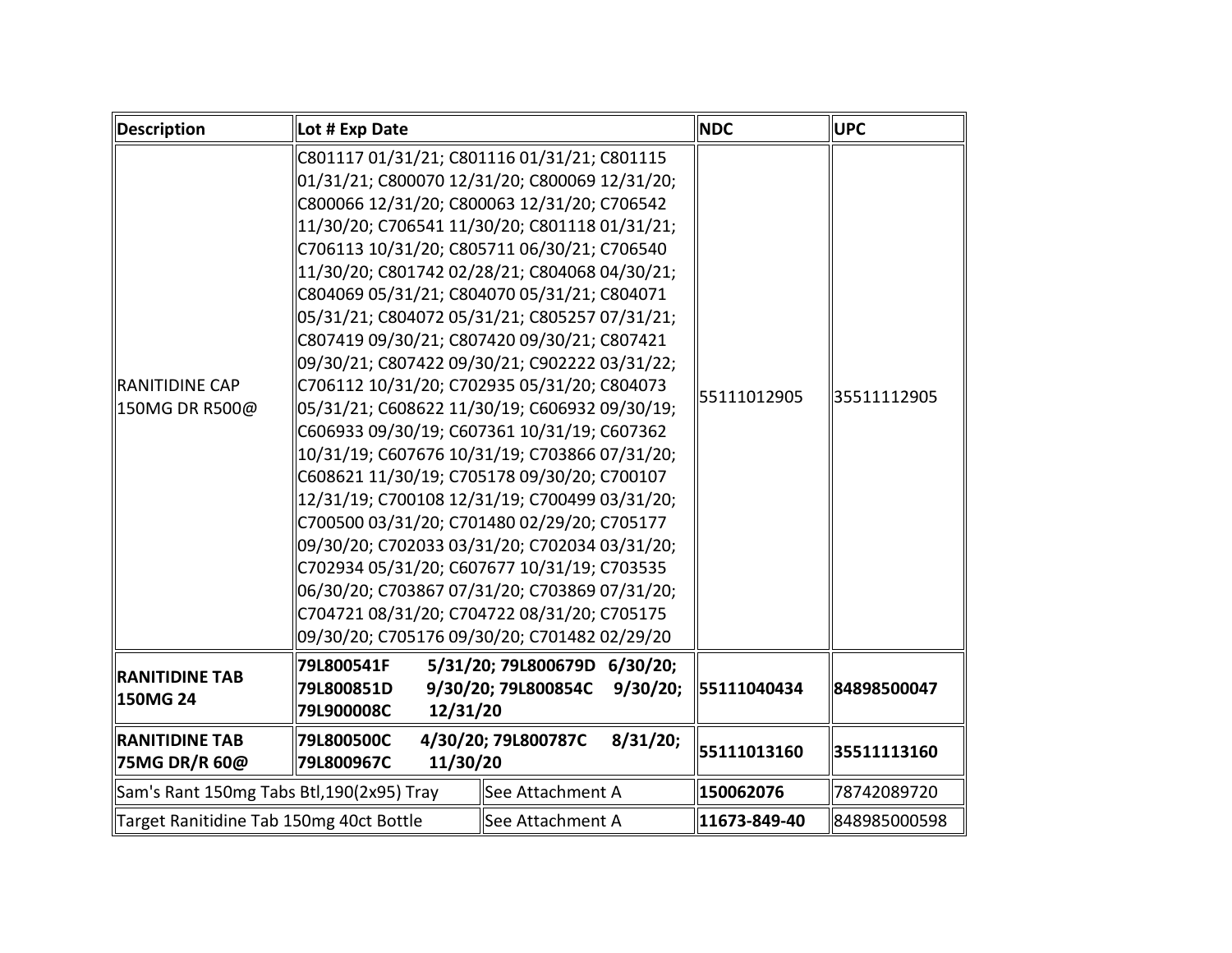| Description | Lot # Exp Date | NDC | UPC |
|---|---|---|---|
| RANITIDINE CAP 150MG DR R500@ | C801117 01/31/21; C801116 01/31/21; C801115 01/31/21; C800070 12/31/20; C800069 12/31/20; C800066 12/31/20; C800063 12/31/20; C706542 11/30/20; C706541 11/30/20; C801118 01/31/21; C706113 10/31/20; C805711 06/30/21; C706540 11/30/20; C801742 02/28/21; C804068 04/30/21; C804069 05/31/21; C804070 05/31/21; C804071 05/31/21; C804072 05/31/21; C805257 07/31/21; C807419 09/30/21; C807420 09/30/21; C807421 09/30/21; C807422 09/30/21; C902222 03/31/22; C706112 10/31/20; C702935 05/31/20; C804073 05/31/21; C608622 11/30/19; C606932 09/30/19; C606933 09/30/19; C607361 10/31/19; C607362 10/31/19; C607676 10/31/19; C703866 07/31/20; C608621 11/30/19; C705178 09/30/20; C700107 12/31/19; C700108 12/31/19; C700499 03/31/20; C700500 03/31/20; C701480 02/29/20; C705177 09/30/20; C702033 03/31/20; C702034 03/31/20; C702934 05/31/20; C607677 10/31/19; C703535 06/30/20; C703867 07/31/20; C703869 07/31/20; C704721 08/31/20; C704722 08/31/20; C705175 09/30/20; C705176 09/30/20; C701482 02/29/20 | 55111012905 | 35511112905 |
| **RANITIDINE TAB 150MG 24** | **79L800541F 5/31/20; 79L800679D 6/30/20; 79L800851D 9/30/20; 79L800854C 9/30/20; 79L900008C 12/31/20** | **55111040434** | **84898500047** |
| **RANITIDINE TAB 75MG DR/R 60@** | **79L800500C 4/30/20; 79L800787C 8/31/20; 79L800967C 11/30/20** | **55111013160** | **35511113160** |
| Sam's Rant 150mg Tabs Btl,190(2x95) Tray | See Attachment A | **150062076** | 78742089720 |
| Target Ranitidine Tab 150mg 40ct Bottle | See Attachment A | **11673-849-40** | 848985000598 |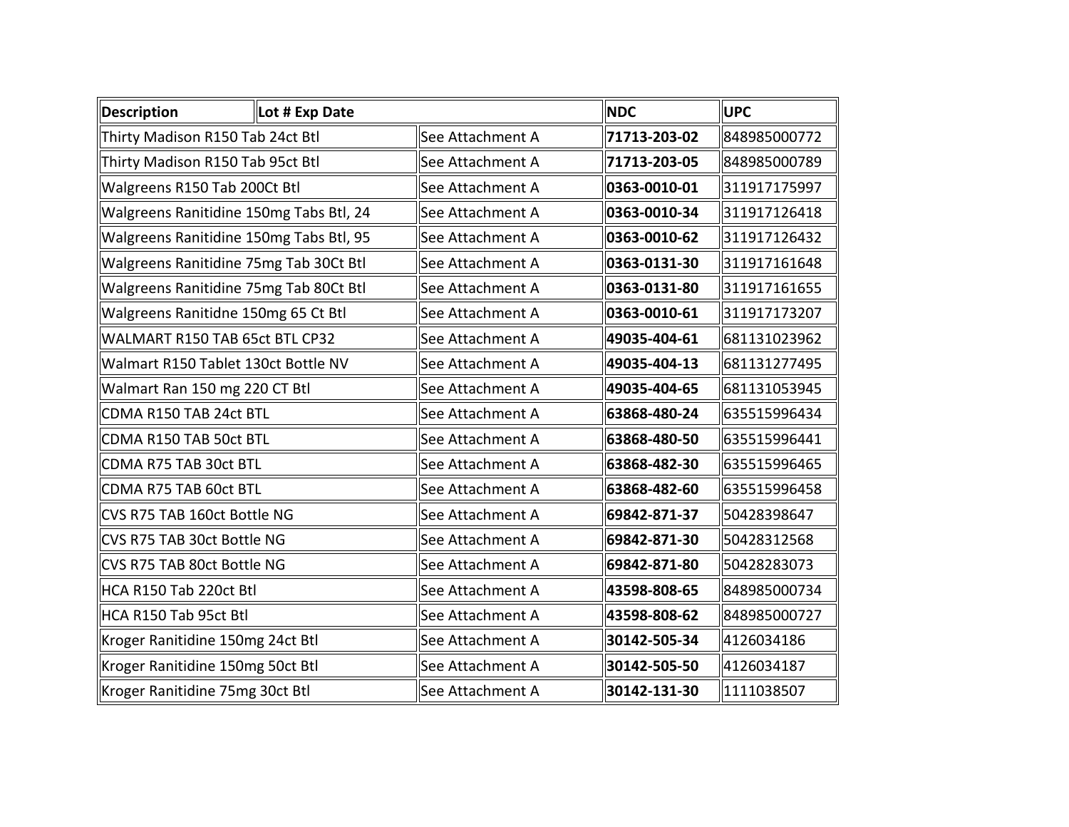| Description | Lot # Exp Date | NDC | UPC |
|---|---|---|---|
| Thirty Madison R150 Tab 24ct Btl | See Attachment A | **71713-203-02** | 848985000772 |
| Thirty Madison R150 Tab 95ct Btl | See Attachment A | **71713-203-05** | 848985000789 |
| Walgreens R150 Tab 200Ct Btl | See Attachment A | **0363-0010-01** | 311917175997 |
| Walgreens Ranitidine 150mg Tabs Btl, 24 | See Attachment A | **0363-0010-34** | 311917126418 |
| Walgreens Ranitidine 150mg Tabs Btl, 95 | See Attachment A | **0363-0010-62** | 311917126432 |
| Walgreens Ranitidine 75mg Tab 30Ct Btl | See Attachment A | **0363-0131-30** | 311917161648 |
| Walgreens Ranitidine 75mg Tab 80Ct Btl | See Attachment A | **0363-0131-80** | 311917161655 |
| Walgreens Ranitidne 150mg 65 Ct Btl | See Attachment A | **0363-0010-61** | 311917173207 |
| WALMART R150 TAB 65ct BTL CP32 | See Attachment A | **49035-404-61** | 681131023962 |
| Walmart R150 Tablet 130ct Bottle NV | See Attachment A | **49035-404-13** | 681131277495 |
| Walmart Ran 150 mg 220 CT Btl | See Attachment A | **49035-404-65** | 681131053945 |
| CDMA R150 TAB 24ct BTL | See Attachment A | **63868-480-24** | 635515996434 |
| CDMA R150 TAB 50ct BTL | See Attachment A | **63868-480-50** | 635515996441 |
| CDMA R75 TAB 30ct BTL | See Attachment A | **63868-482-30** | 635515996465 |
| CDMA R75 TAB 60ct BTL | See Attachment A | **63868-482-60** | 635515996458 |
| CVS R75 TAB 160ct Bottle NG | See Attachment A | **69842-871-37** | 50428398647 |
| CVS R75 TAB 30ct Bottle NG | See Attachment A | **69842-871-30** | 50428312568 |
| CVS R75 TAB 80ct Bottle NG | See Attachment A | **69842-871-80** | 50428283073 |
| HCA R150 Tab 220ct Btl | See Attachment A | **43598-808-65** | 848985000734 |
| HCA R150 Tab 95ct Btl | See Attachment A | **43598-808-62** | 848985000727 |
| Kroger Ranitidine 150mg 24ct Btl | See Attachment A | **30142-505-34** | 4126034186 |
| Kroger Ranitidine 150mg 50ct Btl | See Attachment A | **30142-505-50** | 4126034187 |
| Kroger Ranitidine 75mg 30ct Btl | See Attachment A | **30142-131-30** | 1111038507 |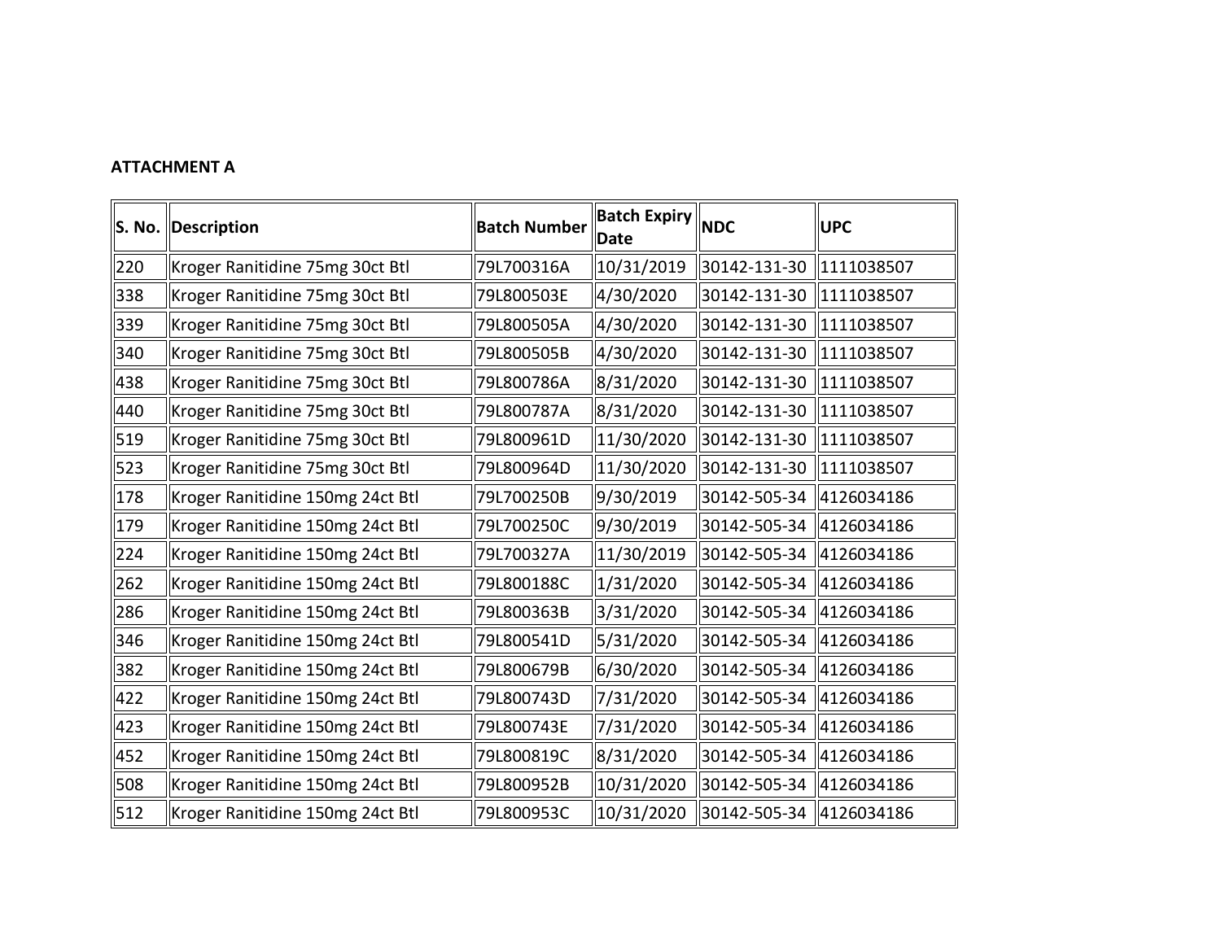**ATTACHMENT A**

| S. No. | Description | Batch Number | Batch Expiry Date | NDC | UPC |
|---|---|---|---|---|---|
| 220 | Kroger Ranitidine 75mg 30ct Btl | 79L700316A | 10/31/2019 | 30142-131-30 | 1111038507 |
| 338 | Kroger Ranitidine 75mg 30ct Btl | 79L800503E | 4/30/2020 | 30142-131-30 | 1111038507 |
| 339 | Kroger Ranitidine 75mg 30ct Btl | 79L800505A | 4/30/2020 | 30142-131-30 | 1111038507 |
| 340 | Kroger Ranitidine 75mg 30ct Btl | 79L800505B | 4/30/2020 | 30142-131-30 | 1111038507 |
| 438 | Kroger Ranitidine 75mg 30ct Btl | 79L800786A | 8/31/2020 | 30142-131-30 | 1111038507 |
| 440 | Kroger Ranitidine 75mg 30ct Btl | 79L800787A | 8/31/2020 | 30142-131-30 | 1111038507 |
| 519 | Kroger Ranitidine 75mg 30ct Btl | 79L800961D | 11/30/2020 | 30142-131-30 | 1111038507 |
| 523 | Kroger Ranitidine 75mg 30ct Btl | 79L800964D | 11/30/2020 | 30142-131-30 | 1111038507 |
| 178 | Kroger Ranitidine 150mg 24ct Btl | 79L700250B | 9/30/2019 | 30142-505-34 | 4126034186 |
| 179 | Kroger Ranitidine 150mg 24ct Btl | 79L700250C | 9/30/2019 | 30142-505-34 | 4126034186 |
| 224 | Kroger Ranitidine 150mg 24ct Btl | 79L700327A | 11/30/2019 | 30142-505-34 | 4126034186 |
| 262 | Kroger Ranitidine 150mg 24ct Btl | 79L800188C | 1/31/2020 | 30142-505-34 | 4126034186 |
| 286 | Kroger Ranitidine 150mg 24ct Btl | 79L800363B | 3/31/2020 | 30142-505-34 | 4126034186 |
| 346 | Kroger Ranitidine 150mg 24ct Btl | 79L800541D | 5/31/2020 | 30142-505-34 | 4126034186 |
| 382 | Kroger Ranitidine 150mg 24ct Btl | 79L800679B | 6/30/2020 | 30142-505-34 | 4126034186 |
| 422 | Kroger Ranitidine 150mg 24ct Btl | 79L800743D | 7/31/2020 | 30142-505-34 | 4126034186 |
| 423 | Kroger Ranitidine 150mg 24ct Btl | 79L800743E | 7/31/2020 | 30142-505-34 | 4126034186 |
| 452 | Kroger Ranitidine 150mg 24ct Btl | 79L800819C | 8/31/2020 | 30142-505-34 | 4126034186 |
| 508 | Kroger Ranitidine 150mg 24ct Btl | 79L800952B | 10/31/2020 | 30142-505-34 | 4126034186 |
| 512 | Kroger Ranitidine 150mg 24ct Btl | 79L800953C | 10/31/2020 | 30142-505-34 | 4126034186 |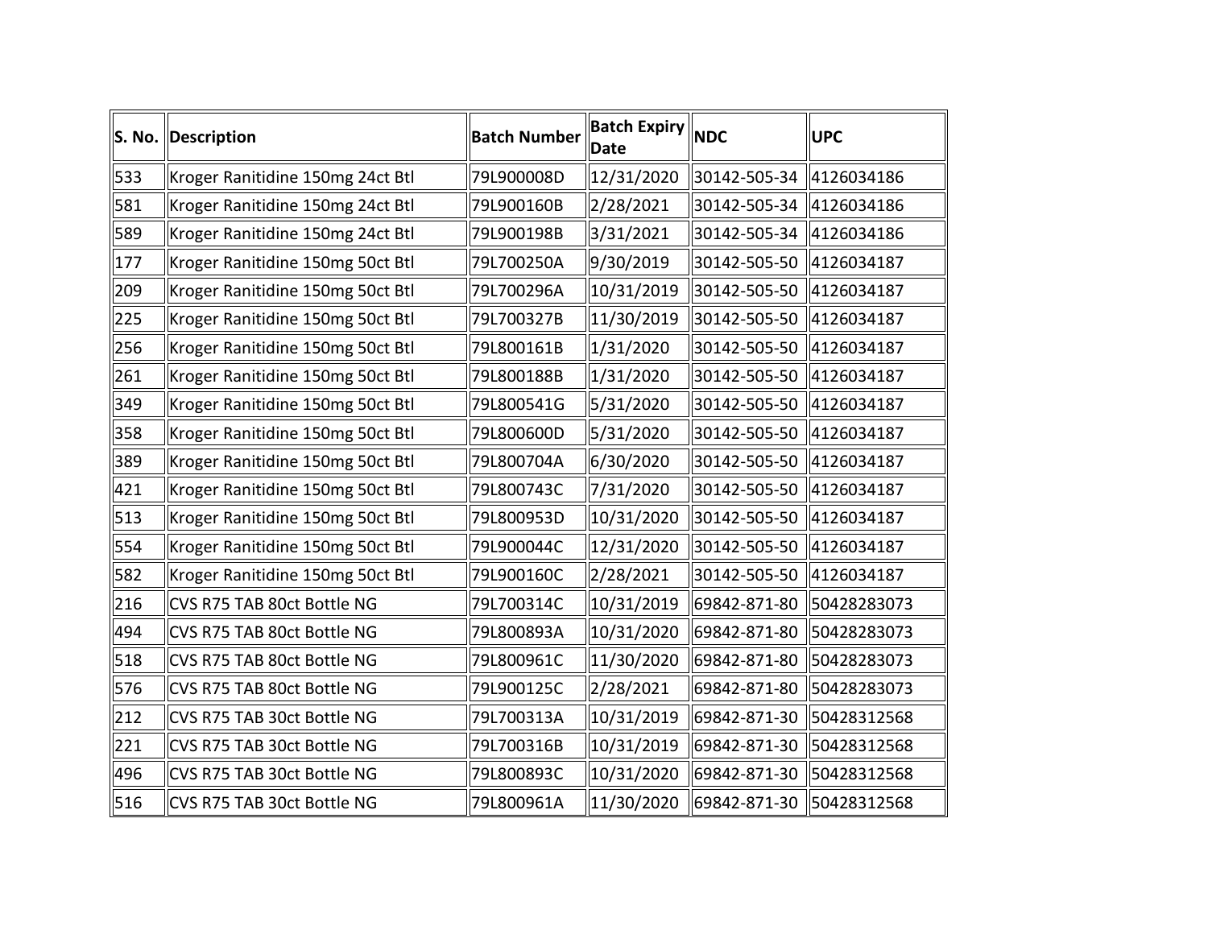| S. No. | Description | Batch Number | Batch Expiry Date | NDC | UPC |
|---|---|---|---|---|---|
| 533 | Kroger Ranitidine 150mg 24ct Btl | 79L900008D | 12/31/2020 | 30142-505-34 | 4126034186 |
| 581 | Kroger Ranitidine 150mg 24ct Btl | 79L900160B | 2/28/2021 | 30142-505-34 | 4126034186 |
| 589 | Kroger Ranitidine 150mg 24ct Btl | 79L900198B | 3/31/2021 | 30142-505-34 | 4126034186 |
| 177 | Kroger Ranitidine 150mg 50ct Btl | 79L700250A | 9/30/2019 | 30142-505-50 | 4126034187 |
| 209 | Kroger Ranitidine 150mg 50ct Btl | 79L700296A | 10/31/2019 | 30142-505-50 | 4126034187 |
| 225 | Kroger Ranitidine 150mg 50ct Btl | 79L700327B | 11/30/2019 | 30142-505-50 | 4126034187 |
| 256 | Kroger Ranitidine 150mg 50ct Btl | 79L800161B | 1/31/2020 | 30142-505-50 | 4126034187 |
| 261 | Kroger Ranitidine 150mg 50ct Btl | 79L800188B | 1/31/2020 | 30142-505-50 | 4126034187 |
| 349 | Kroger Ranitidine 150mg 50ct Btl | 79L800541G | 5/31/2020 | 30142-505-50 | 4126034187 |
| 358 | Kroger Ranitidine 150mg 50ct Btl | 79L800600D | 5/31/2020 | 30142-505-50 | 4126034187 |
| 389 | Kroger Ranitidine 150mg 50ct Btl | 79L800704A | 6/30/2020 | 30142-505-50 | 4126034187 |
| 421 | Kroger Ranitidine 150mg 50ct Btl | 79L800743C | 7/31/2020 | 30142-505-50 | 4126034187 |
| 513 | Kroger Ranitidine 150mg 50ct Btl | 79L800953D | 10/31/2020 | 30142-505-50 | 4126034187 |
| 554 | Kroger Ranitidine 150mg 50ct Btl | 79L900044C | 12/31/2020 | 30142-505-50 | 4126034187 |
| 582 | Kroger Ranitidine 150mg 50ct Btl | 79L900160C | 2/28/2021 | 30142-505-50 | 4126034187 |
| 216 | CVS R75 TAB 80ct Bottle NG | 79L700314C | 10/31/2019 | 69842-871-80 | 50428283073 |
| 494 | CVS R75 TAB 80ct Bottle NG | 79L800893A | 10/31/2020 | 69842-871-80 | 50428283073 |
| 518 | CVS R75 TAB 80ct Bottle NG | 79L800961C | 11/30/2020 | 69842-871-80 | 50428283073 |
| 576 | CVS R75 TAB 80ct Bottle NG | 79L900125C | 2/28/2021 | 69842-871-80 | 50428283073 |
| 212 | CVS R75 TAB 30ct Bottle NG | 79L700313A | 10/31/2019 | 69842-871-30 | 50428312568 |
| 221 | CVS R75 TAB 30ct Bottle NG | 79L700316B | 10/31/2019 | 69842-871-30 | 50428312568 |
| 496 | CVS R75 TAB 30ct Bottle NG | 79L800893C | 10/31/2020 | 69842-871-30 | 50428312568 |
| 516 | CVS R75 TAB 30ct Bottle NG | 79L800961A | 11/30/2020 | 69842-871-30 | 50428312568 |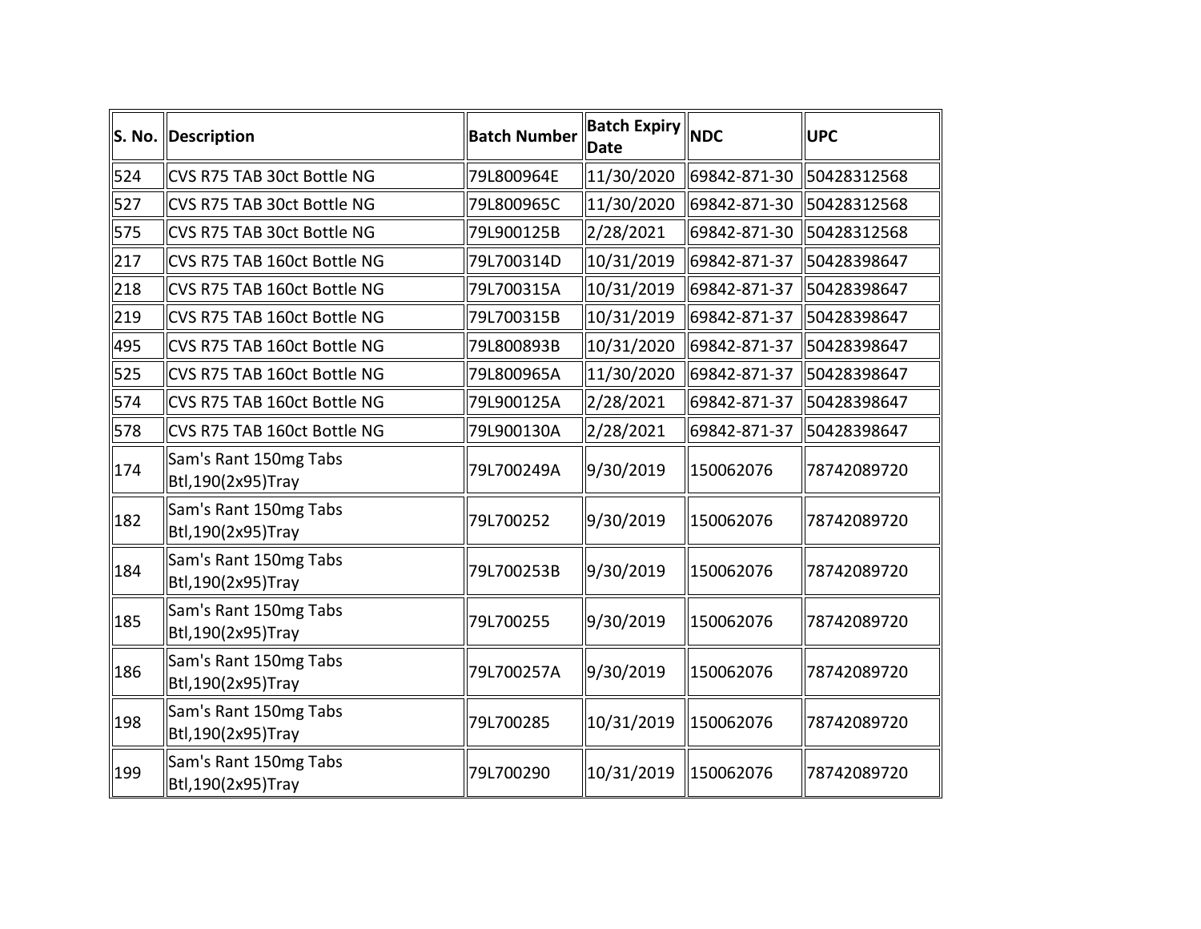| S. No. | Description | Batch Number | Batch Expiry Date | NDC | UPC |
|---|---|---|---|---|---|
| 524 | CVS R75 TAB 30ct Bottle NG | 79L800964E | 11/30/2020 | 69842-871-30 | 50428312568 |
| 527 | CVS R75 TAB 30ct Bottle NG | 79L800965C | 11/30/2020 | 69842-871-30 | 50428312568 |
| 575 | CVS R75 TAB 30ct Bottle NG | 79L900125B | 2/28/2021 | 69842-871-30 | 50428312568 |
| 217 | CVS R75 TAB 160ct Bottle NG | 79L700314D | 10/31/2019 | 69842-871-37 | 50428398647 |
| 218 | CVS R75 TAB 160ct Bottle NG | 79L700315A | 10/31/2019 | 69842-871-37 | 50428398647 |
| 219 | CVS R75 TAB 160ct Bottle NG | 79L700315B | 10/31/2019 | 69842-871-37 | 50428398647 |
| 495 | CVS R75 TAB 160ct Bottle NG | 79L800893B | 10/31/2020 | 69842-871-37 | 50428398647 |
| 525 | CVS R75 TAB 160ct Bottle NG | 79L800965A | 11/30/2020 | 69842-871-37 | 50428398647 |
| 574 | CVS R75 TAB 160ct Bottle NG | 79L900125A | 2/28/2021 | 69842-871-37 | 50428398647 |
| 578 | CVS R75 TAB 160ct Bottle NG | 79L900130A | 2/28/2021 | 69842-871-37 | 50428398647 |
| 174 | Sam's Rant 150mg Tabs Btl,190(2x95)Tray | 79L700249A | 9/30/2019 | 150062076 | 78742089720 |
| 182 | Sam's Rant 150mg Tabs Btl,190(2x95)Tray | 79L700252 | 9/30/2019 | 150062076 | 78742089720 |
| 184 | Sam's Rant 150mg Tabs Btl,190(2x95)Tray | 79L700253B | 9/30/2019 | 150062076 | 78742089720 |
| 185 | Sam's Rant 150mg Tabs Btl,190(2x95)Tray | 79L700255 | 9/30/2019 | 150062076 | 78742089720 |
| 186 | Sam's Rant 150mg Tabs Btl,190(2x95)Tray | 79L700257A | 9/30/2019 | 150062076 | 78742089720 |
| 198 | Sam's Rant 150mg Tabs Btl,190(2x95)Tray | 79L700285 | 10/31/2019 | 150062076 | 78742089720 |
| 199 | Sam's Rant 150mg Tabs Btl,190(2x95)Tray | 79L700290 | 10/31/2019 | 150062076 | 78742089720 |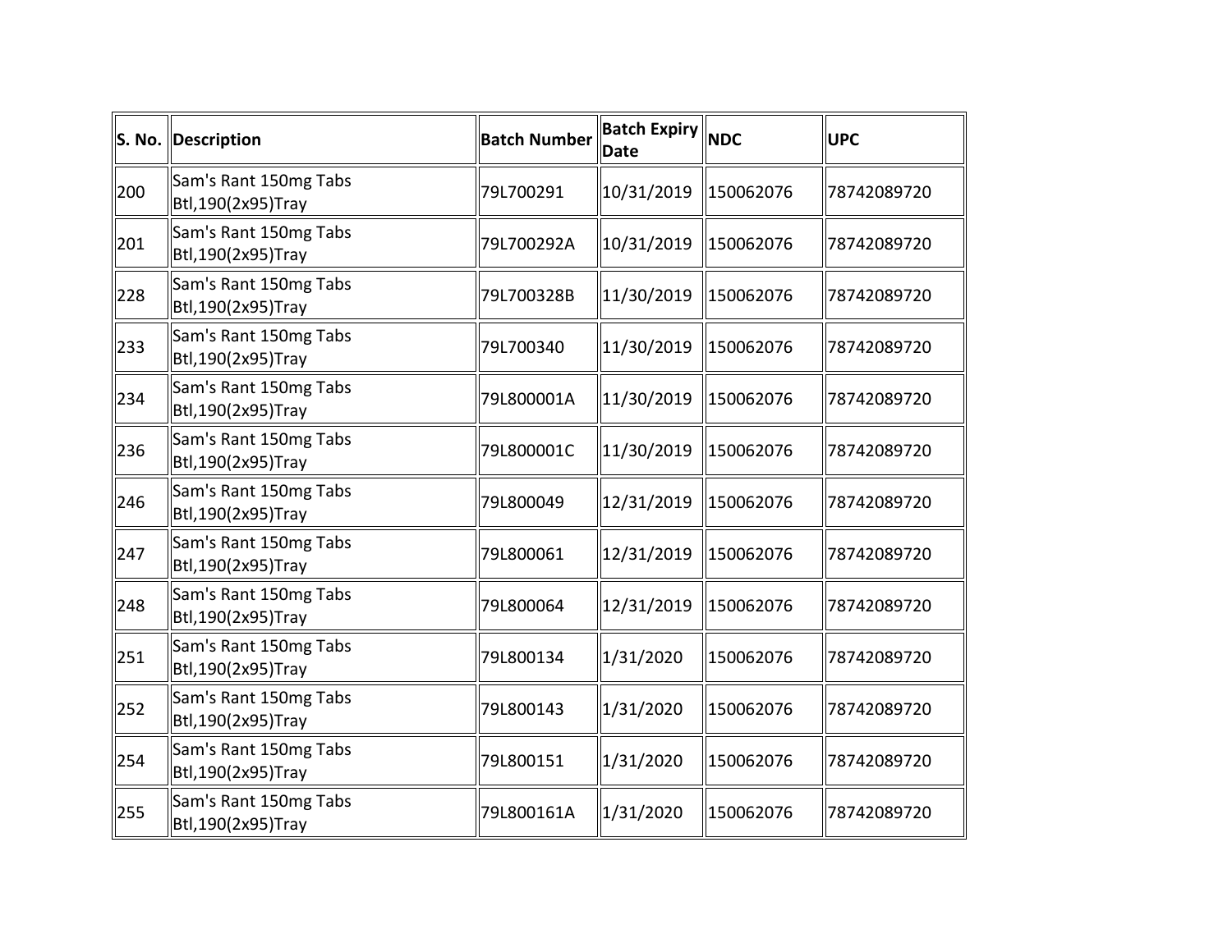| S. No. | Description | Batch Number | Batch Expiry Date | NDC | UPC |
|---|---|---|---|---|---|
| 200 | Sam's Rant 150mg Tabs Btl,190(2x95)Tray | 79L700291 | 10/31/2019 | 150062076 | 78742089720 |
| 201 | Sam's Rant 150mg Tabs Btl,190(2x95)Tray | 79L700292A | 10/31/2019 | 150062076 | 78742089720 |
| 228 | Sam's Rant 150mg Tabs Btl,190(2x95)Tray | 79L700328B | 11/30/2019 | 150062076 | 78742089720 |
| 233 | Sam's Rant 150mg Tabs Btl,190(2x95)Tray | 79L700340 | 11/30/2019 | 150062076 | 78742089720 |
| 234 | Sam's Rant 150mg Tabs Btl,190(2x95)Tray | 79L800001A | 11/30/2019 | 150062076 | 78742089720 |
| 236 | Sam's Rant 150mg Tabs Btl,190(2x95)Tray | 79L800001C | 11/30/2019 | 150062076 | 78742089720 |
| 246 | Sam's Rant 150mg Tabs Btl,190(2x95)Tray | 79L800049 | 12/31/2019 | 150062076 | 78742089720 |
| 247 | Sam's Rant 150mg Tabs Btl,190(2x95)Tray | 79L800061 | 12/31/2019 | 150062076 | 78742089720 |
| 248 | Sam's Rant 150mg Tabs Btl,190(2x95)Tray | 79L800064 | 12/31/2019 | 150062076 | 78742089720 |
| 251 | Sam's Rant 150mg Tabs Btl,190(2x95)Tray | 79L800134 | 1/31/2020 | 150062076 | 78742089720 |
| 252 | Sam's Rant 150mg Tabs Btl,190(2x95)Tray | 79L800143 | 1/31/2020 | 150062076 | 78742089720 |
| 254 | Sam's Rant 150mg Tabs Btl,190(2x95)Tray | 79L800151 | 1/31/2020 | 150062076 | 78742089720 |
| 255 | Sam's Rant 150mg Tabs Btl,190(2x95)Tray | 79L800161A | 1/31/2020 | 150062076 | 78742089720 |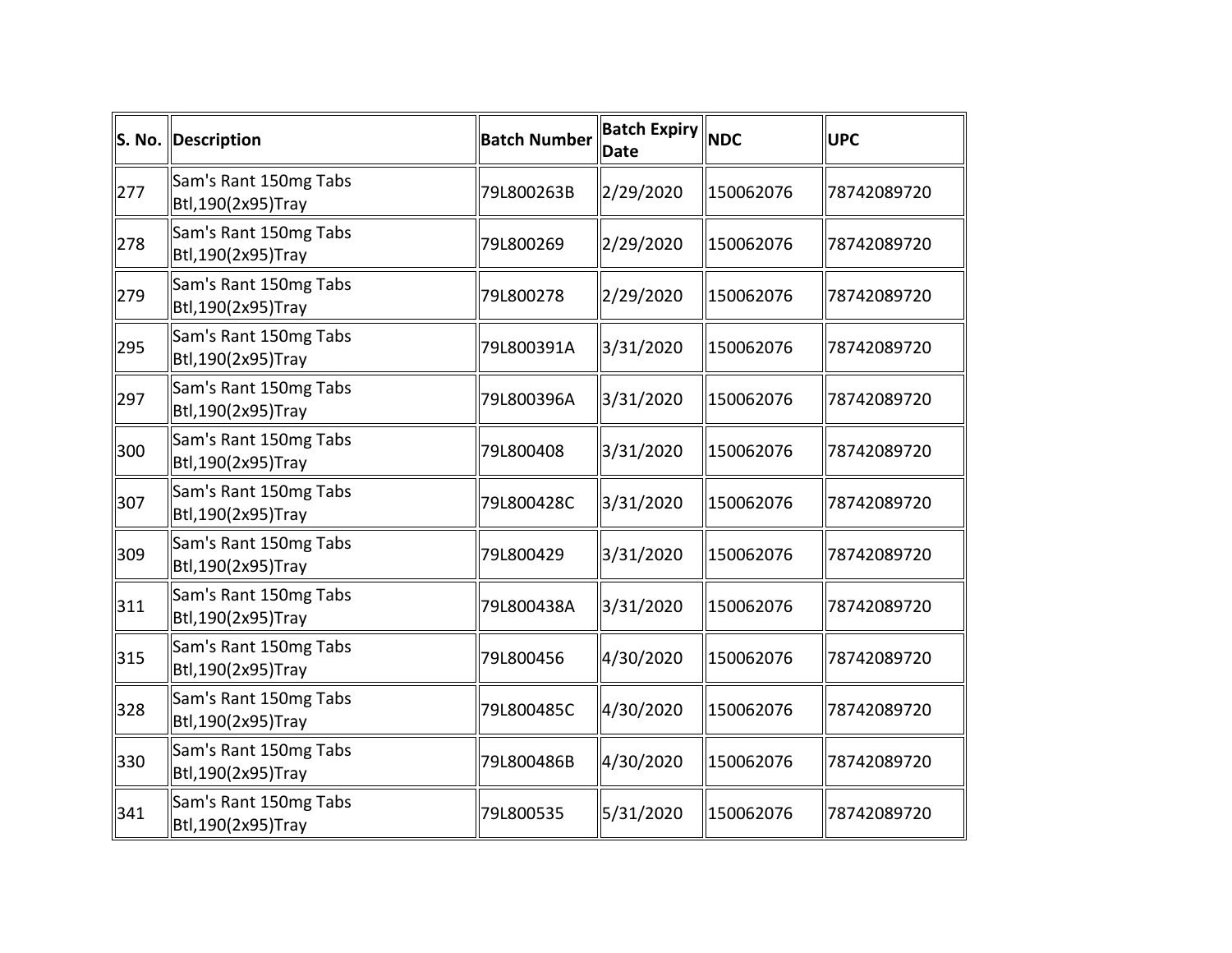| S. No. | Description | Batch Number | Batch Expiry Date | NDC | UPC |
|---|---|---|---|---|---|
| 277 | Sam's Rant 150mg Tabs Btl,190(2x95)Tray | 79L800263B | 2/29/2020 | 150062076 | 78742089720 |
| 278 | Sam's Rant 150mg Tabs Btl,190(2x95)Tray | 79L800269 | 2/29/2020 | 150062076 | 78742089720 |
| 279 | Sam's Rant 150mg Tabs Btl,190(2x95)Tray | 79L800278 | 2/29/2020 | 150062076 | 78742089720 |
| 295 | Sam's Rant 150mg Tabs Btl,190(2x95)Tray | 79L800391A | 3/31/2020 | 150062076 | 78742089720 |
| 297 | Sam's Rant 150mg Tabs Btl,190(2x95)Tray | 79L800396A | 3/31/2020 | 150062076 | 78742089720 |
| 300 | Sam's Rant 150mg Tabs Btl,190(2x95)Tray | 79L800408 | 3/31/2020 | 150062076 | 78742089720 |
| 307 | Sam's Rant 150mg Tabs Btl,190(2x95)Tray | 79L800428C | 3/31/2020 | 150062076 | 78742089720 |
| 309 | Sam's Rant 150mg Tabs Btl,190(2x95)Tray | 79L800429 | 3/31/2020 | 150062076 | 78742089720 |
| 311 | Sam's Rant 150mg Tabs Btl,190(2x95)Tray | 79L800438A | 3/31/2020 | 150062076 | 78742089720 |
| 315 | Sam's Rant 150mg Tabs Btl,190(2x95)Tray | 79L800456 | 4/30/2020 | 150062076 | 78742089720 |
| 328 | Sam's Rant 150mg Tabs Btl,190(2x95)Tray | 79L800485C | 4/30/2020 | 150062076 | 78742089720 |
| 330 | Sam's Rant 150mg Tabs Btl,190(2x95)Tray | 79L800486B | 4/30/2020 | 150062076 | 78742089720 |
| 341 | Sam's Rant 150mg Tabs Btl,190(2x95)Tray | 79L800535 | 5/31/2020 | 150062076 | 78742089720 |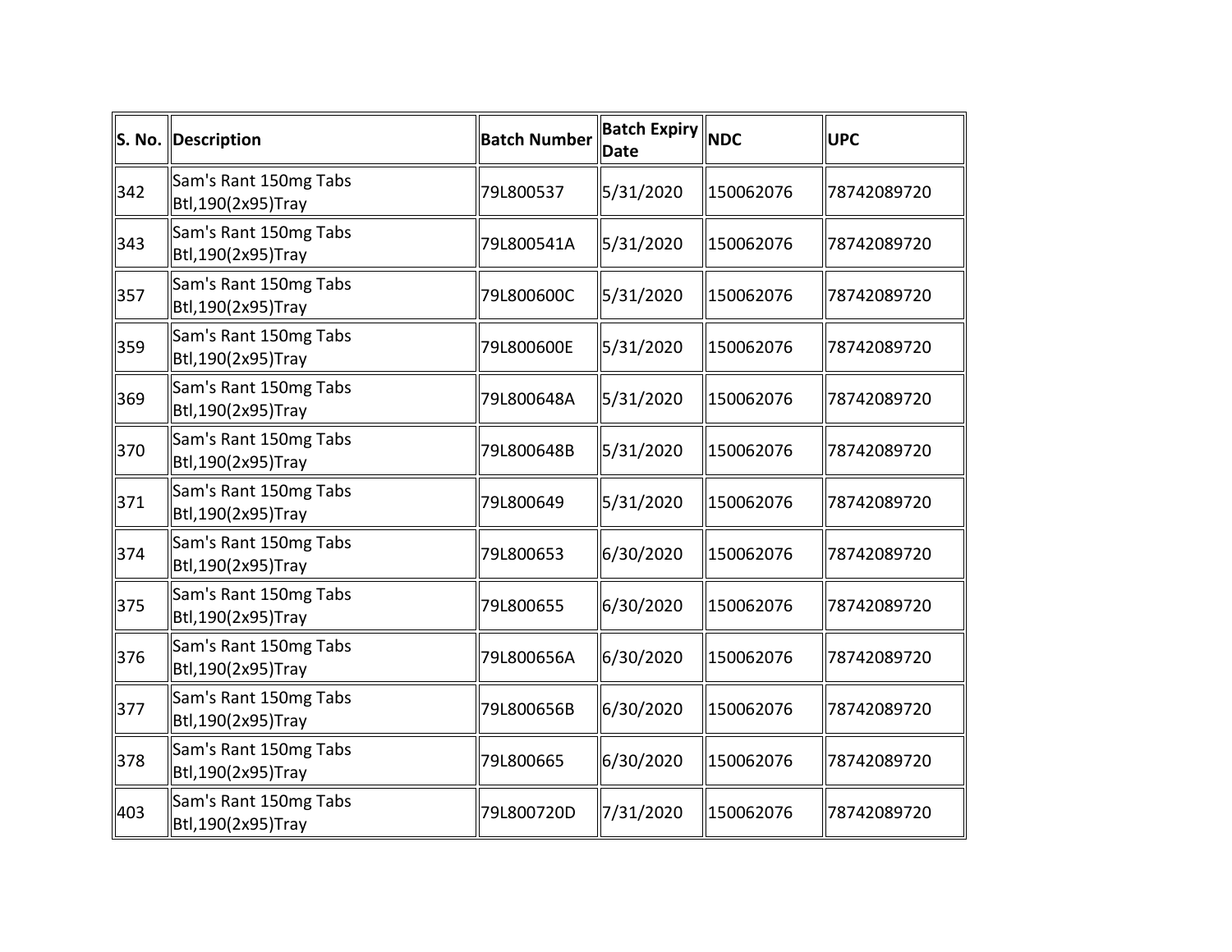| S. No. | Description | Batch Number | Batch Expiry Date | NDC | UPC |
|---|---|---|---|---|---|
| 342 | Sam's Rant 150mg Tabs Btl,190(2x95)Tray | 79L800537 | 5/31/2020 | 150062076 | 78742089720 |
| 343 | Sam's Rant 150mg Tabs Btl,190(2x95)Tray | 79L800541A | 5/31/2020 | 150062076 | 78742089720 |
| 357 | Sam's Rant 150mg Tabs Btl,190(2x95)Tray | 79L800600C | 5/31/2020 | 150062076 | 78742089720 |
| 359 | Sam's Rant 150mg Tabs Btl,190(2x95)Tray | 79L800600E | 5/31/2020 | 150062076 | 78742089720 |
| 369 | Sam's Rant 150mg Tabs Btl,190(2x95)Tray | 79L800648A | 5/31/2020 | 150062076 | 78742089720 |
| 370 | Sam's Rant 150mg Tabs Btl,190(2x95)Tray | 79L800648B | 5/31/2020 | 150062076 | 78742089720 |
| 371 | Sam's Rant 150mg Tabs Btl,190(2x95)Tray | 79L800649 | 5/31/2020 | 150062076 | 78742089720 |
| 374 | Sam's Rant 150mg Tabs Btl,190(2x95)Tray | 79L800653 | 6/30/2020 | 150062076 | 78742089720 |
| 375 | Sam's Rant 150mg Tabs Btl,190(2x95)Tray | 79L800655 | 6/30/2020 | 150062076 | 78742089720 |
| 376 | Sam's Rant 150mg Tabs Btl,190(2x95)Tray | 79L800656A | 6/30/2020 | 150062076 | 78742089720 |
| 377 | Sam's Rant 150mg Tabs Btl,190(2x95)Tray | 79L800656B | 6/30/2020 | 150062076 | 78742089720 |
| 378 | Sam's Rant 150mg Tabs Btl,190(2x95)Tray | 79L800665 | 6/30/2020 | 150062076 | 78742089720 |
| 403 | Sam's Rant 150mg Tabs Btl,190(2x95)Tray | 79L800720D | 7/31/2020 | 150062076 | 78742089720 |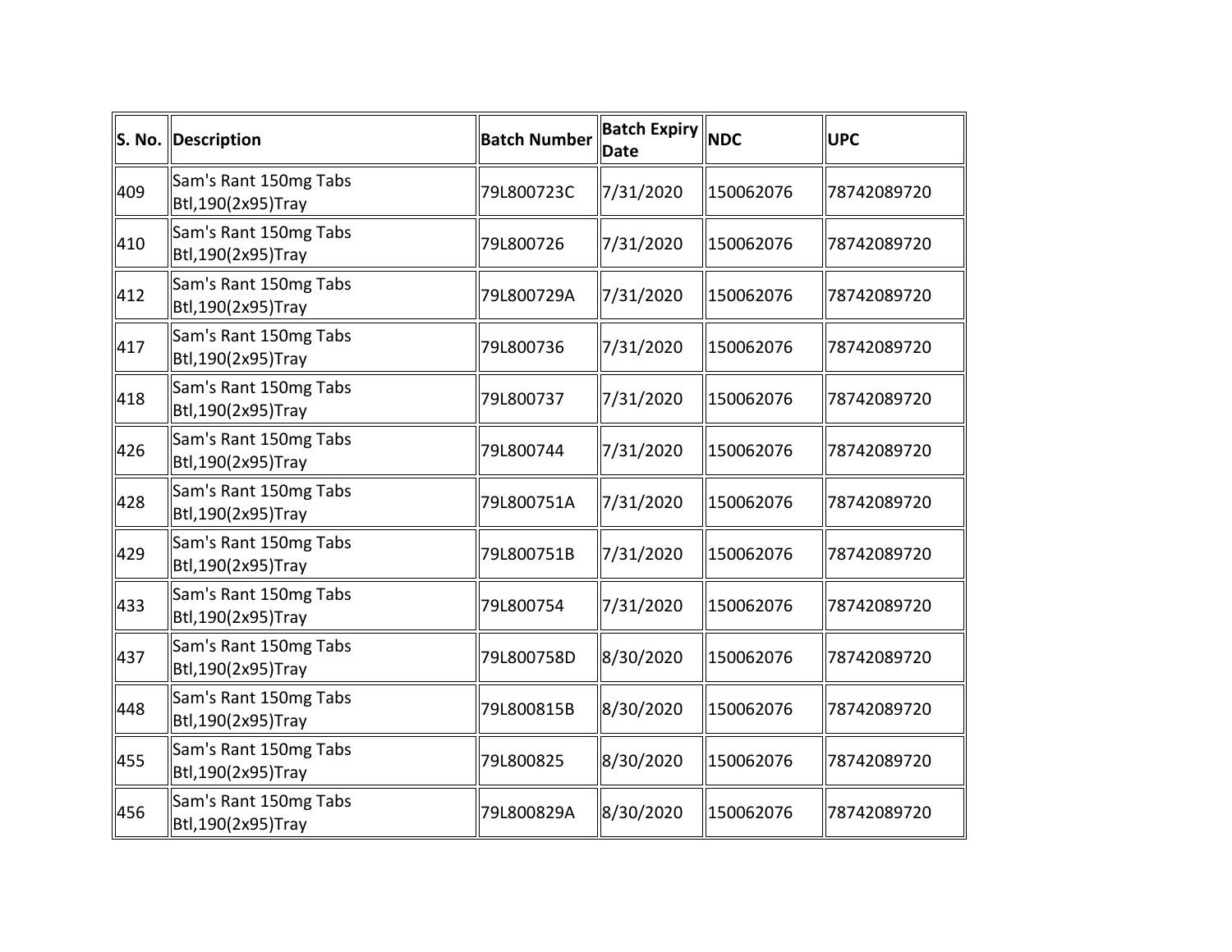| S. No. | Description | Batch Number | Batch Expiry Date | NDC | UPC |
|---|---|---|---|---|---|
| 409 | Sam's Rant 150mg Tabs Btl,190(2x95)Tray | 79L800723C | 7/31/2020 | 150062076 | 78742089720 |
| 410 | Sam's Rant 150mg Tabs Btl,190(2x95)Tray | 79L800726 | 7/31/2020 | 150062076 | 78742089720 |
| 412 | Sam's Rant 150mg Tabs Btl,190(2x95)Tray | 79L800729A | 7/31/2020 | 150062076 | 78742089720 |
| 417 | Sam's Rant 150mg Tabs Btl,190(2x95)Tray | 79L800736 | 7/31/2020 | 150062076 | 78742089720 |
| 418 | Sam's Rant 150mg Tabs Btl,190(2x95)Tray | 79L800737 | 7/31/2020 | 150062076 | 78742089720 |
| 426 | Sam's Rant 150mg Tabs Btl,190(2x95)Tray | 79L800744 | 7/31/2020 | 150062076 | 78742089720 |
| 428 | Sam's Rant 150mg Tabs Btl,190(2x95)Tray | 79L800751A | 7/31/2020 | 150062076 | 78742089720 |
| 429 | Sam's Rant 150mg Tabs Btl,190(2x95)Tray | 79L800751B | 7/31/2020 | 150062076 | 78742089720 |
| 433 | Sam's Rant 150mg Tabs Btl,190(2x95)Tray | 79L800754 | 7/31/2020 | 150062076 | 78742089720 |
| 437 | Sam's Rant 150mg Tabs Btl,190(2x95)Tray | 79L800758D | 8/30/2020 | 150062076 | 78742089720 |
| 448 | Sam's Rant 150mg Tabs Btl,190(2x95)Tray | 79L800815B | 8/30/2020 | 150062076 | 78742089720 |
| 455 | Sam's Rant 150mg Tabs Btl,190(2x95)Tray | 79L800825 | 8/30/2020 | 150062076 | 78742089720 |
| 456 | Sam's Rant 150mg Tabs Btl,190(2x95)Tray | 79L800829A | 8/30/2020 | 150062076 | 78742089720 |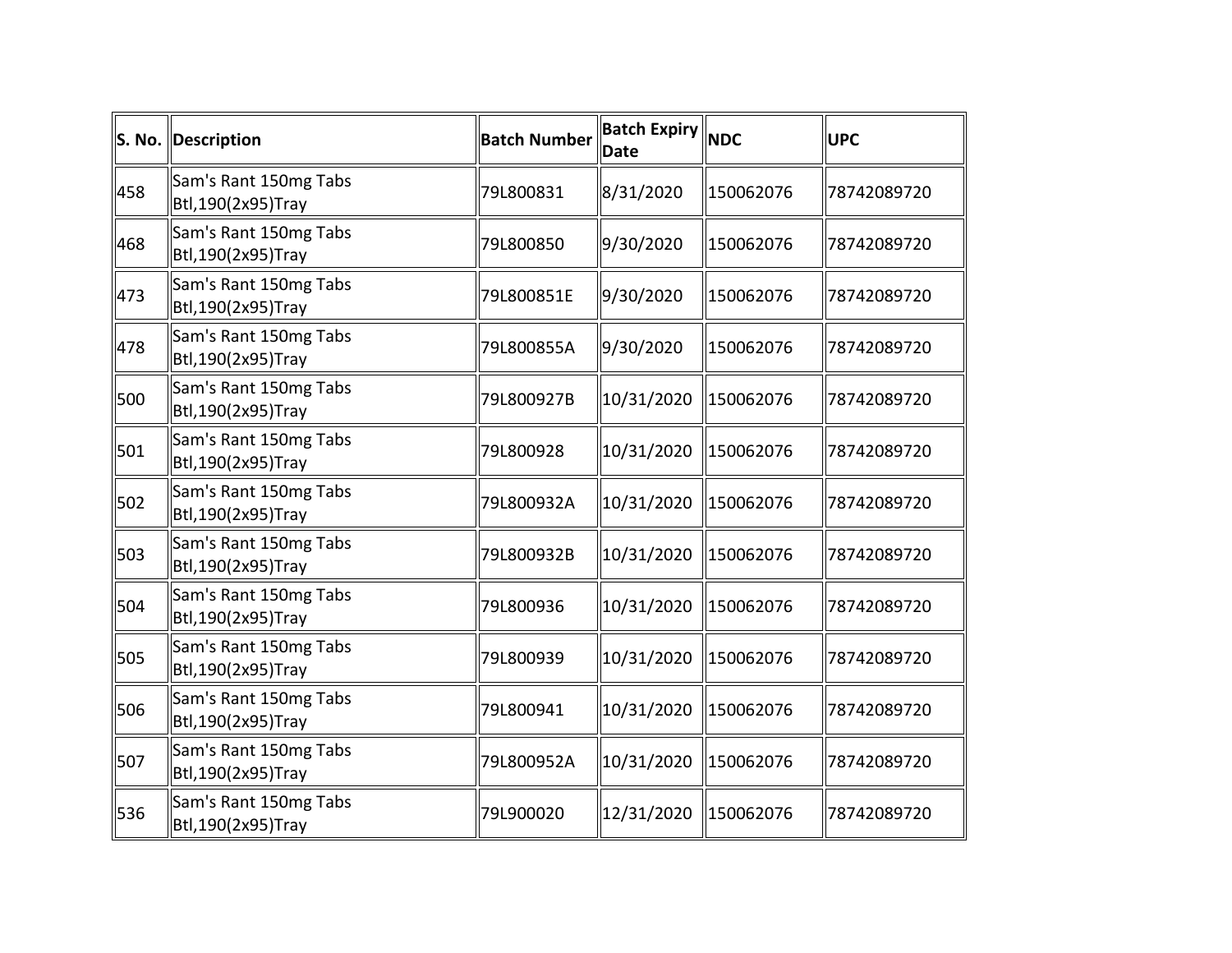| S. No. | Description | Batch Number | Batch Expiry Date | NDC | UPC |
|---|---|---|---|---|---|
| 458 | Sam's Rant 150mg Tabs Btl,190(2x95)Tray | 79L800831 | 8/31/2020 | 150062076 | 78742089720 |
| 468 | Sam's Rant 150mg Tabs Btl,190(2x95)Tray | 79L800850 | 9/30/2020 | 150062076 | 78742089720 |
| 473 | Sam's Rant 150mg Tabs Btl,190(2x95)Tray | 79L800851E | 9/30/2020 | 150062076 | 78742089720 |
| 478 | Sam's Rant 150mg Tabs Btl,190(2x95)Tray | 79L800855A | 9/30/2020 | 150062076 | 78742089720 |
| 500 | Sam's Rant 150mg Tabs Btl,190(2x95)Tray | 79L800927B | 10/31/2020 | 150062076 | 78742089720 |
| 501 | Sam's Rant 150mg Tabs Btl,190(2x95)Tray | 79L800928 | 10/31/2020 | 150062076 | 78742089720 |
| 502 | Sam's Rant 150mg Tabs Btl,190(2x95)Tray | 79L800932A | 10/31/2020 | 150062076 | 78742089720 |
| 503 | Sam's Rant 150mg Tabs Btl,190(2x95)Tray | 79L800932B | 10/31/2020 | 150062076 | 78742089720 |
| 504 | Sam's Rant 150mg Tabs Btl,190(2x95)Tray | 79L800936 | 10/31/2020 | 150062076 | 78742089720 |
| 505 | Sam's Rant 150mg Tabs Btl,190(2x95)Tray | 79L800939 | 10/31/2020 | 150062076 | 78742089720 |
| 506 | Sam's Rant 150mg Tabs Btl,190(2x95)Tray | 79L800941 | 10/31/2020 | 150062076 | 78742089720 |
| 507 | Sam's Rant 150mg Tabs Btl,190(2x95)Tray | 79L800952A | 10/31/2020 | 150062076 | 78742089720 |
| 536 | Sam's Rant 150mg Tabs Btl,190(2x95)Tray | 79L900020 | 12/31/2020 | 150062076 | 78742089720 |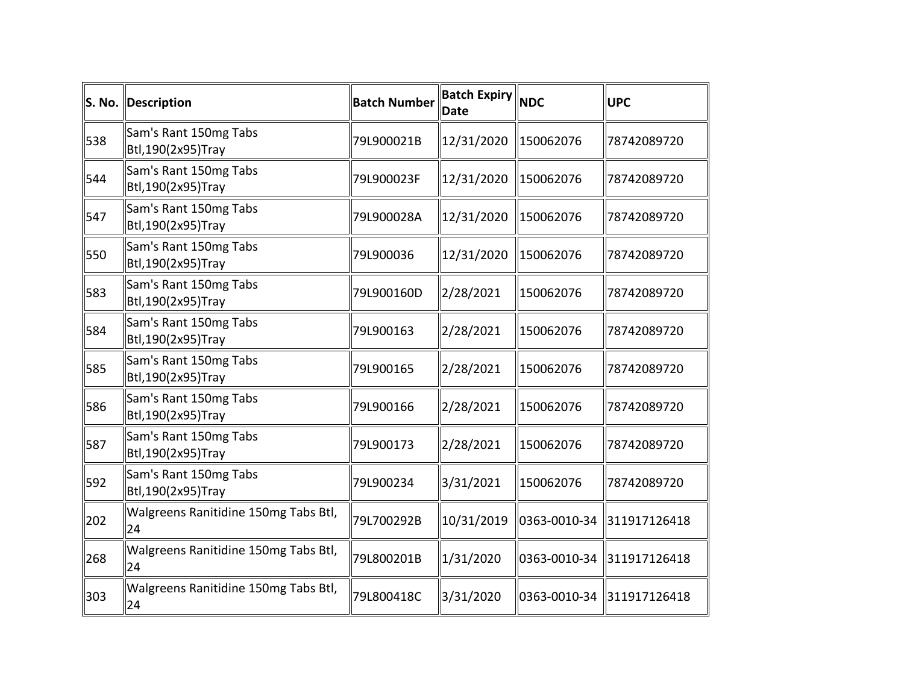| S. No. | Description | Batch Number | Batch Expiry Date | NDC | UPC |
|---|---|---|---|---|---|
| 538 | Sam's Rant 150mg Tabs Btl,190(2x95)Tray | 79L900021B | 12/31/2020 | 150062076 | 78742089720 |
| 544 | Sam's Rant 150mg Tabs Btl,190(2x95)Tray | 79L900023F | 12/31/2020 | 150062076 | 78742089720 |
| 547 | Sam's Rant 150mg Tabs Btl,190(2x95)Tray | 79L900028A | 12/31/2020 | 150062076 | 78742089720 |
| 550 | Sam's Rant 150mg Tabs Btl,190(2x95)Tray | 79L900036 | 12/31/2020 | 150062076 | 78742089720 |
| 583 | Sam's Rant 150mg Tabs Btl,190(2x95)Tray | 79L900160D | 2/28/2021 | 150062076 | 78742089720 |
| 584 | Sam's Rant 150mg Tabs Btl,190(2x95)Tray | 79L900163 | 2/28/2021 | 150062076 | 78742089720 |
| 585 | Sam's Rant 150mg Tabs Btl,190(2x95)Tray | 79L900165 | 2/28/2021 | 150062076 | 78742089720 |
| 586 | Sam's Rant 150mg Tabs Btl,190(2x95)Tray | 79L900166 | 2/28/2021 | 150062076 | 78742089720 |
| 587 | Sam's Rant 150mg Tabs Btl,190(2x95)Tray | 79L900173 | 2/28/2021 | 150062076 | 78742089720 |
| 592 | Sam's Rant 150mg Tabs Btl,190(2x95)Tray | 79L900234 | 3/31/2021 | 150062076 | 78742089720 |
| 202 | Walgreens Ranitidine 150mg Tabs Btl, 24 | 79L700292B | 10/31/2019 | 0363-0010-34 | 311917126418 |
| 268 | Walgreens Ranitidine 150mg Tabs Btl, 24 | 79L800201B | 1/31/2020 | 0363-0010-34 | 311917126418 |
| 303 | Walgreens Ranitidine 150mg Tabs Btl, 24 | 79L800418C | 3/31/2020 | 0363-0010-34 | 311917126418 |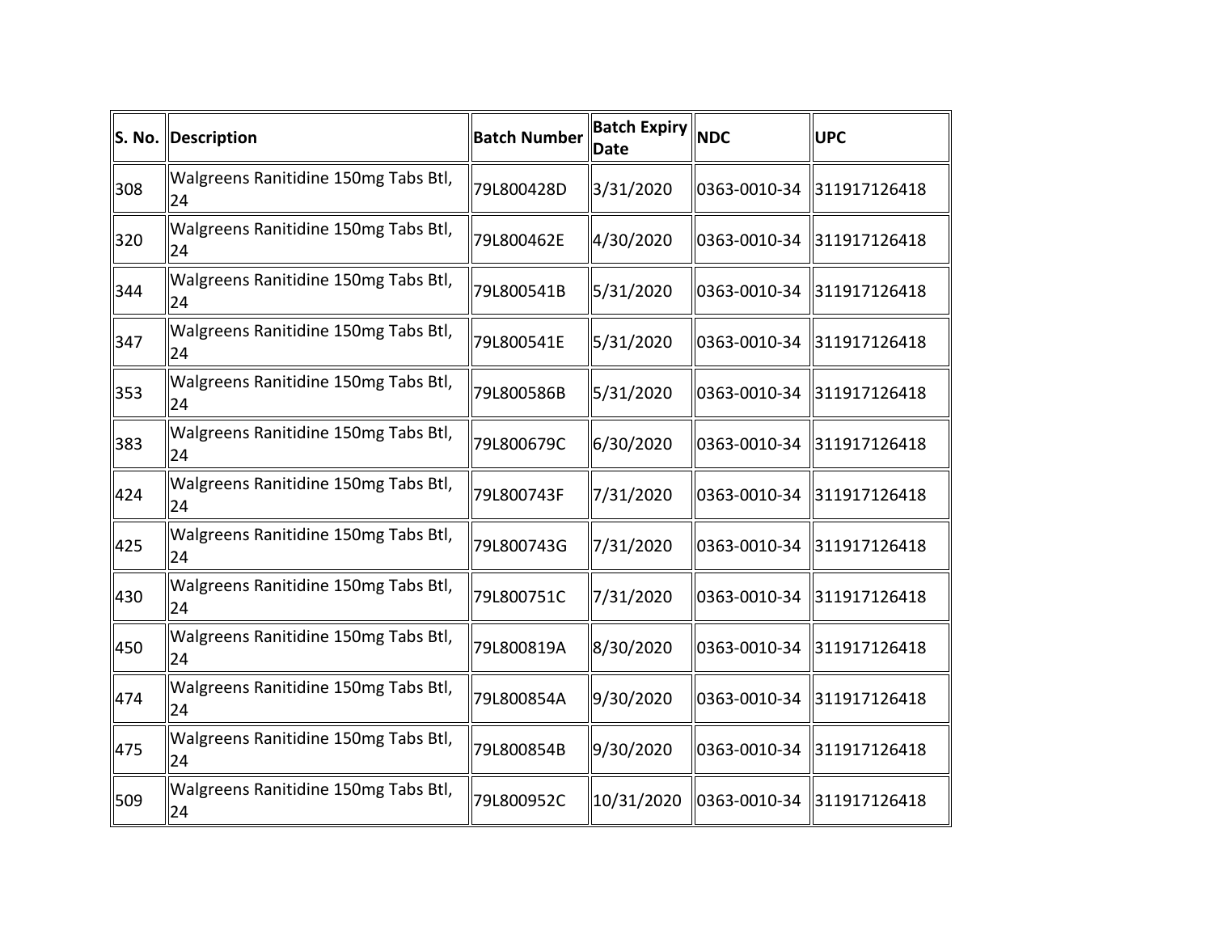| S. No. | Description | Batch Number | Batch Expiry Date | NDC | UPC |
| --- | --- | --- | --- | --- | --- |
| 308 | Walgreens Ranitidine 150mg Tabs Btl, 24 | 79L800428D | 3/31/2020 | 0363-0010-34 | 311917126418 |
| 320 | Walgreens Ranitidine 150mg Tabs Btl, 24 | 79L800462E | 4/30/2020 | 0363-0010-34 | 311917126418 |
| 344 | Walgreens Ranitidine 150mg Tabs Btl, 24 | 79L800541B | 5/31/2020 | 0363-0010-34 | 311917126418 |
| 347 | Walgreens Ranitidine 150mg Tabs Btl, 24 | 79L800541E | 5/31/2020 | 0363-0010-34 | 311917126418 |
| 353 | Walgreens Ranitidine 150mg Tabs Btl, 24 | 79L800586B | 5/31/2020 | 0363-0010-34 | 311917126418 |
| 383 | Walgreens Ranitidine 150mg Tabs Btl, 24 | 79L800679C | 6/30/2020 | 0363-0010-34 | 311917126418 |
| 424 | Walgreens Ranitidine 150mg Tabs Btl, 24 | 79L800743F | 7/31/2020 | 0363-0010-34 | 311917126418 |
| 425 | Walgreens Ranitidine 150mg Tabs Btl, 24 | 79L800743G | 7/31/2020 | 0363-0010-34 | 311917126418 |
| 430 | Walgreens Ranitidine 150mg Tabs Btl, 24 | 79L800751C | 7/31/2020 | 0363-0010-34 | 311917126418 |
| 450 | Walgreens Ranitidine 150mg Tabs Btl, 24 | 79L800819A | 8/30/2020 | 0363-0010-34 | 311917126418 |
| 474 | Walgreens Ranitidine 150mg Tabs Btl, 24 | 79L800854A | 9/30/2020 | 0363-0010-34 | 311917126418 |
| 475 | Walgreens Ranitidine 150mg Tabs Btl, 24 | 79L800854B | 9/30/2020 | 0363-0010-34 | 311917126418 |
| 509 | Walgreens Ranitidine 150mg Tabs Btl, 24 | 79L800952C | 10/31/2020 | 0363-0010-34 | 311917126418 |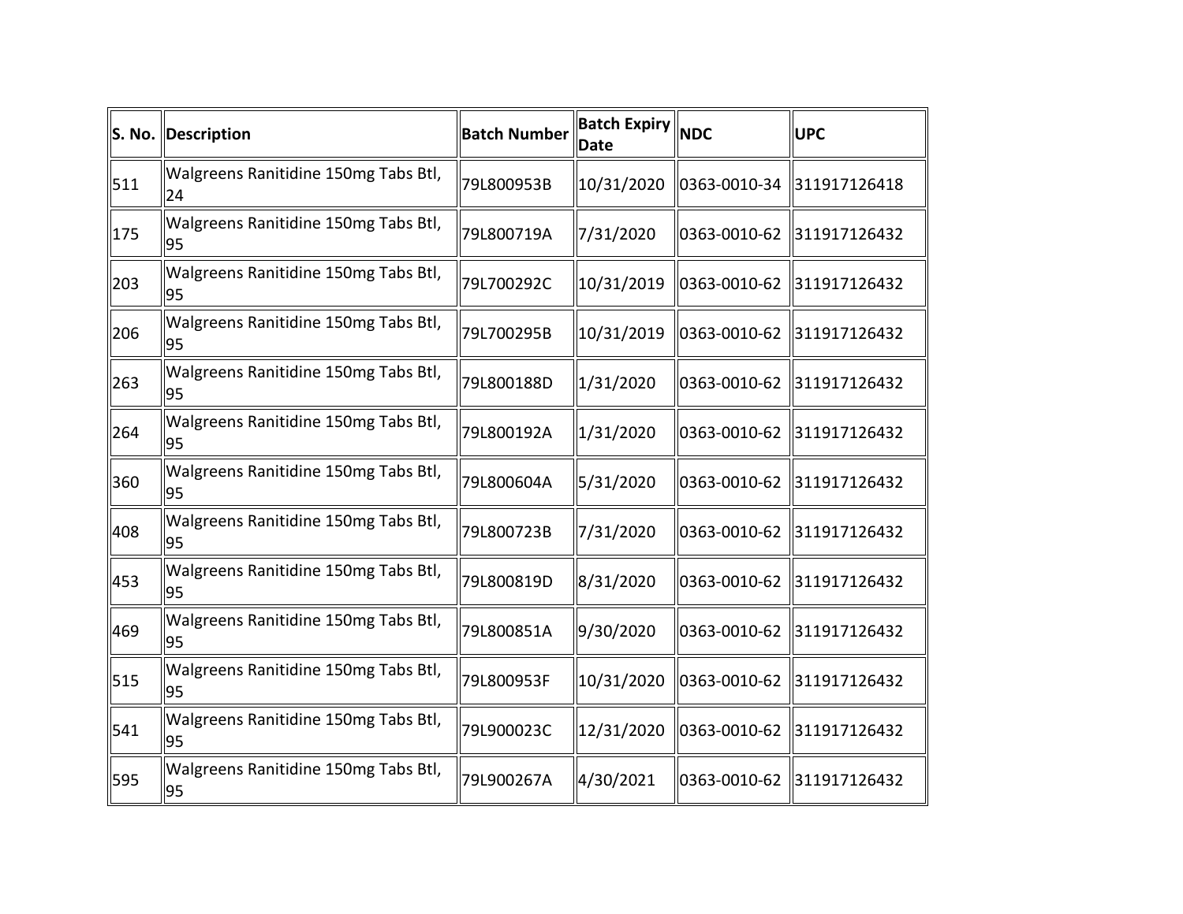| S. No. | Description | Batch Number | Batch Expiry Date | NDC | UPC |
|---|---|---|---|---|---|
| 511 | Walgreens Ranitidine 150mg Tabs Btl, 24 | 79L800953B | 10/31/2020 | 0363-0010-34 | 311917126418 |
| 175 | Walgreens Ranitidine 150mg Tabs Btl, 95 | 79L800719A | 7/31/2020 | 0363-0010-62 | 311917126432 |
| 203 | Walgreens Ranitidine 150mg Tabs Btl, 95 | 79L700292C | 10/31/2019 | 0363-0010-62 | 311917126432 |
| 206 | Walgreens Ranitidine 150mg Tabs Btl, 95 | 79L700295B | 10/31/2019 | 0363-0010-62 | 311917126432 |
| 263 | Walgreens Ranitidine 150mg Tabs Btl, 95 | 79L800188D | 1/31/2020 | 0363-0010-62 | 311917126432 |
| 264 | Walgreens Ranitidine 150mg Tabs Btl, 95 | 79L800192A | 1/31/2020 | 0363-0010-62 | 311917126432 |
| 360 | Walgreens Ranitidine 150mg Tabs Btl, 95 | 79L800604A | 5/31/2020 | 0363-0010-62 | 311917126432 |
| 408 | Walgreens Ranitidine 150mg Tabs Btl, 95 | 79L800723B | 7/31/2020 | 0363-0010-62 | 311917126432 |
| 453 | Walgreens Ranitidine 150mg Tabs Btl, 95 | 79L800819D | 8/31/2020 | 0363-0010-62 | 311917126432 |
| 469 | Walgreens Ranitidine 150mg Tabs Btl, 95 | 79L800851A | 9/30/2020 | 0363-0010-62 | 311917126432 |
| 515 | Walgreens Ranitidine 150mg Tabs Btl, 95 | 79L800953F | 10/31/2020 | 0363-0010-62 | 311917126432 |
| 541 | Walgreens Ranitidine 150mg Tabs Btl, 95 | 79L900023C | 12/31/2020 | 0363-0010-62 | 311917126432 |
| 595 | Walgreens Ranitidine 150mg Tabs Btl, 95 | 79L900267A | 4/30/2021 | 0363-0010-62 | 311917126432 |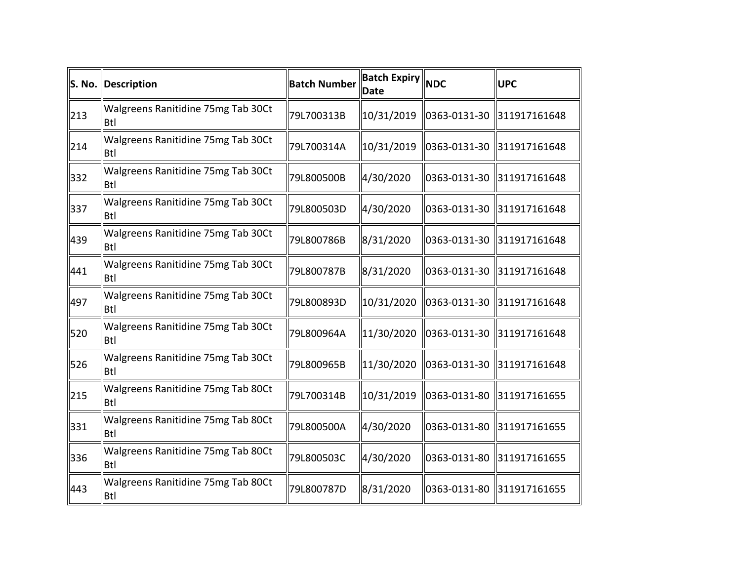| S. No. | Description | Batch Number | Batch Expiry Date | NDC | UPC |
|---|---|---|---|---|---|
| 213 | Walgreens Ranitidine 75mg Tab 30Ct Btl | 79L700313B | 10/31/2019 | 0363-0131-30 | 311917161648 |
| 214 | Walgreens Ranitidine 75mg Tab 30Ct Btl | 79L700314A | 10/31/2019 | 0363-0131-30 | 311917161648 |
| 332 | Walgreens Ranitidine 75mg Tab 30Ct Btl | 79L800500B | 4/30/2020 | 0363-0131-30 | 311917161648 |
| 337 | Walgreens Ranitidine 75mg Tab 30Ct Btl | 79L800503D | 4/30/2020 | 0363-0131-30 | 311917161648 |
| 439 | Walgreens Ranitidine 75mg Tab 30Ct Btl | 79L800786B | 8/31/2020 | 0363-0131-30 | 311917161648 |
| 441 | Walgreens Ranitidine 75mg Tab 30Ct Btl | 79L800787B | 8/31/2020 | 0363-0131-30 | 311917161648 |
| 497 | Walgreens Ranitidine 75mg Tab 30Ct Btl | 79L800893D | 10/31/2020 | 0363-0131-30 | 311917161648 |
| 520 | Walgreens Ranitidine 75mg Tab 30Ct Btl | 79L800964A | 11/30/2020 | 0363-0131-30 | 311917161648 |
| 526 | Walgreens Ranitidine 75mg Tab 30Ct Btl | 79L800965B | 11/30/2020 | 0363-0131-30 | 311917161648 |
| 215 | Walgreens Ranitidine 75mg Tab 80Ct Btl | 79L700314B | 10/31/2019 | 0363-0131-80 | 311917161655 |
| 331 | Walgreens Ranitidine 75mg Tab 80Ct Btl | 79L800500A | 4/30/2020 | 0363-0131-80 | 311917161655 |
| 336 | Walgreens Ranitidine 75mg Tab 80Ct Btl | 79L800503C | 4/30/2020 | 0363-0131-80 | 311917161655 |
| 443 | Walgreens Ranitidine 75mg Tab 80Ct Btl | 79L800787D | 8/31/2020 | 0363-0131-80 | 311917161655 |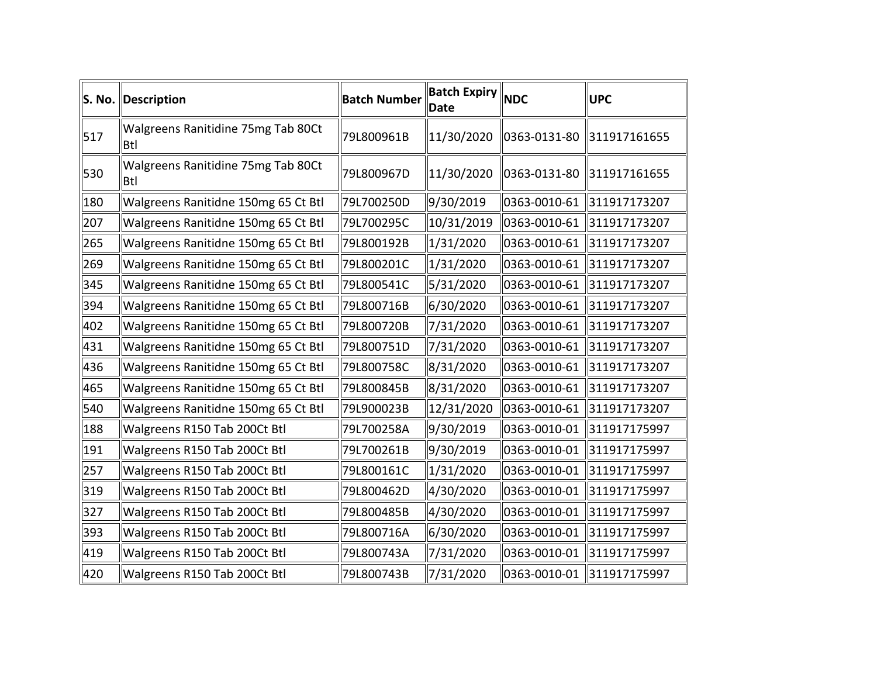| S. No. | Description | Batch Number | Batch Expiry Date | NDC | UPC |
|---|---|---|---|---|---|
| 517 | Walgreens Ranitidine 75mg Tab 80Ct Btl | 79L800961B | 11/30/2020 | 0363-0131-80 | 311917161655 |
| 530 | Walgreens Ranitidine 75mg Tab 80Ct Btl | 79L800967D | 11/30/2020 | 0363-0131-80 | 311917161655 |
| 180 | Walgreens Ranitidne 150mg 65 Ct Btl | 79L700250D | 9/30/2019 | 0363-0010-61 | 311917173207 |
| 207 | Walgreens Ranitidne 150mg 65 Ct Btl | 79L700295C | 10/31/2019 | 0363-0010-61 | 311917173207 |
| 265 | Walgreens Ranitidne 150mg 65 Ct Btl | 79L800192B | 1/31/2020 | 0363-0010-61 | 311917173207 |
| 269 | Walgreens Ranitidne 150mg 65 Ct Btl | 79L800201C | 1/31/2020 | 0363-0010-61 | 311917173207 |
| 345 | Walgreens Ranitidne 150mg 65 Ct Btl | 79L800541C | 5/31/2020 | 0363-0010-61 | 311917173207 |
| 394 | Walgreens Ranitidne 150mg 65 Ct Btl | 79L800716B | 6/30/2020 | 0363-0010-61 | 311917173207 |
| 402 | Walgreens Ranitidne 150mg 65 Ct Btl | 79L800720B | 7/31/2020 | 0363-0010-61 | 311917173207 |
| 431 | Walgreens Ranitidne 150mg 65 Ct Btl | 79L800751D | 7/31/2020 | 0363-0010-61 | 311917173207 |
| 436 | Walgreens Ranitidne 150mg 65 Ct Btl | 79L800758C | 8/31/2020 | 0363-0010-61 | 311917173207 |
| 465 | Walgreens Ranitidne 150mg 65 Ct Btl | 79L800845B | 8/31/2020 | 0363-0010-61 | 311917173207 |
| 540 | Walgreens Ranitidne 150mg 65 Ct Btl | 79L900023B | 12/31/2020 | 0363-0010-61 | 311917173207 |
| 188 | Walgreens R150 Tab 200Ct Btl | 79L700258A | 9/30/2019 | 0363-0010-01 | 311917175997 |
| 191 | Walgreens R150 Tab 200Ct Btl | 79L700261B | 9/30/2019 | 0363-0010-01 | 311917175997 |
| 257 | Walgreens R150 Tab 200Ct Btl | 79L800161C | 1/31/2020 | 0363-0010-01 | 311917175997 |
| 319 | Walgreens R150 Tab 200Ct Btl | 79L800462D | 4/30/2020 | 0363-0010-01 | 311917175997 |
| 327 | Walgreens R150 Tab 200Ct Btl | 79L800485B | 4/30/2020 | 0363-0010-01 | 311917175997 |
| 393 | Walgreens R150 Tab 200Ct Btl | 79L800716A | 6/30/2020 | 0363-0010-01 | 311917175997 |
| 419 | Walgreens R150 Tab 200Ct Btl | 79L800743A | 7/31/2020 | 0363-0010-01 | 311917175997 |
| 420 | Walgreens R150 Tab 200Ct Btl | 79L800743B | 7/31/2020 | 0363-0010-01 | 311917175997 |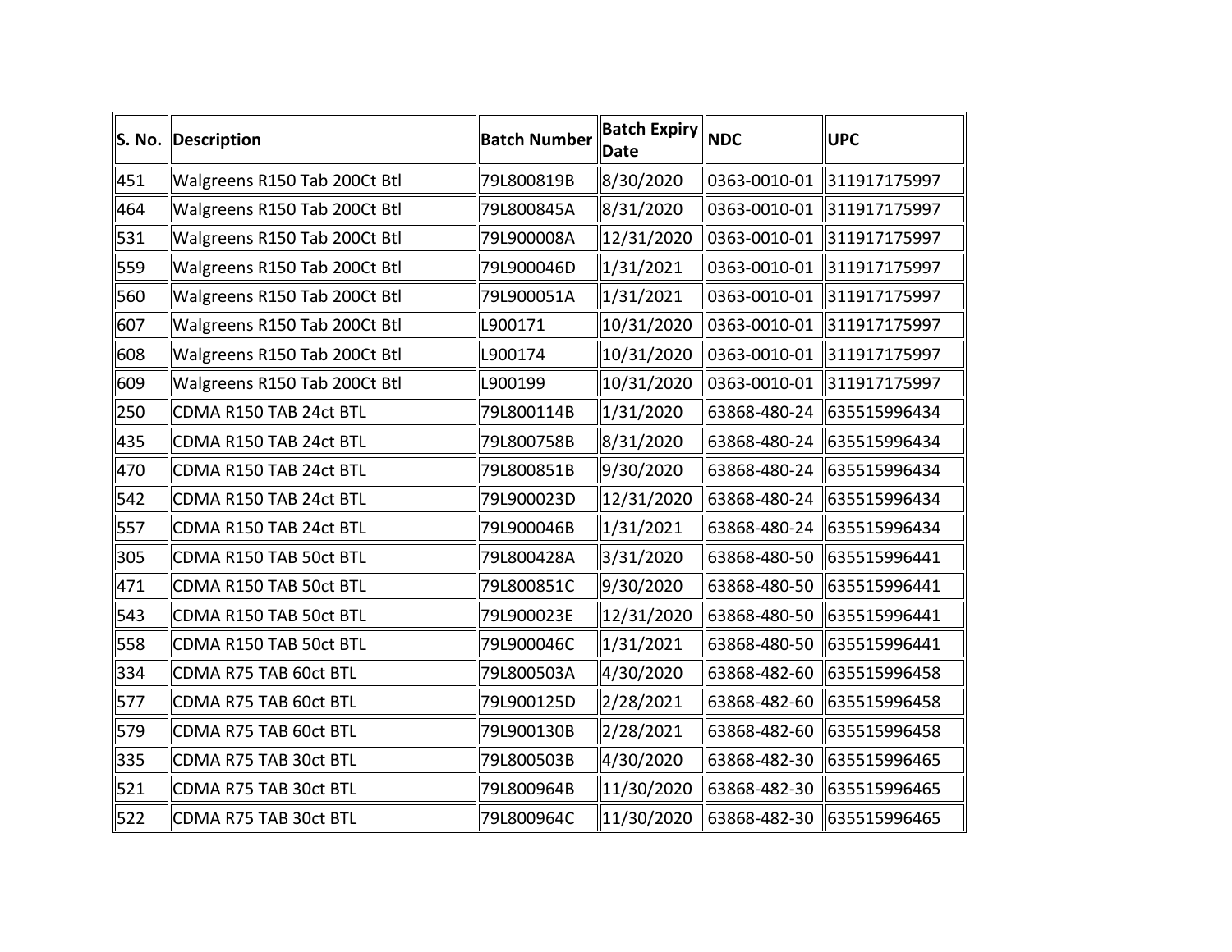| S. No. | Description | Batch Number | Batch Expiry Date | NDC | UPC |
| --- | --- | --- | --- | --- | --- |
| 451 | Walgreens R150 Tab 200Ct Btl | 79L800819B | 8/30/2020 | 0363-0010-01 | 311917175997 |
| 464 | Walgreens R150 Tab 200Ct Btl | 79L800845A | 8/31/2020 | 0363-0010-01 | 311917175997 |
| 531 | Walgreens R150 Tab 200Ct Btl | 79L900008A | 12/31/2020 | 0363-0010-01 | 311917175997 |
| 559 | Walgreens R150 Tab 200Ct Btl | 79L900046D | 1/31/2021 | 0363-0010-01 | 311917175997 |
| 560 | Walgreens R150 Tab 200Ct Btl | 79L900051A | 1/31/2021 | 0363-0010-01 | 311917175997 |
| 607 | Walgreens R150 Tab 200Ct Btl | L900171 | 10/31/2020 | 0363-0010-01 | 311917175997 |
| 608 | Walgreens R150 Tab 200Ct Btl | L900174 | 10/31/2020 | 0363-0010-01 | 311917175997 |
| 609 | Walgreens R150 Tab 200Ct Btl | L900199 | 10/31/2020 | 0363-0010-01 | 311917175997 |
| 250 | CDMA R150 TAB 24ct BTL | 79L800114B | 1/31/2020 | 63868-480-24 | 635515996434 |
| 435 | CDMA R150 TAB 24ct BTL | 79L800758B | 8/31/2020 | 63868-480-24 | 635515996434 |
| 470 | CDMA R150 TAB 24ct BTL | 79L800851B | 9/30/2020 | 63868-480-24 | 635515996434 |
| 542 | CDMA R150 TAB 24ct BTL | 79L900023D | 12/31/2020 | 63868-480-24 | 635515996434 |
| 557 | CDMA R150 TAB 24ct BTL | 79L900046B | 1/31/2021 | 63868-480-24 | 635515996434 |
| 305 | CDMA R150 TAB 50ct BTL | 79L800428A | 3/31/2020 | 63868-480-50 | 635515996441 |
| 471 | CDMA R150 TAB 50ct BTL | 79L800851C | 9/30/2020 | 63868-480-50 | 635515996441 |
| 543 | CDMA R150 TAB 50ct BTL | 79L900023E | 12/31/2020 | 63868-480-50 | 635515996441 |
| 558 | CDMA R150 TAB 50ct BTL | 79L900046C | 1/31/2021 | 63868-480-50 | 635515996441 |
| 334 | CDMA R75 TAB 60ct BTL | 79L800503A | 4/30/2020 | 63868-482-60 | 635515996458 |
| 577 | CDMA R75 TAB 60ct BTL | 79L900125D | 2/28/2021 | 63868-482-60 | 635515996458 |
| 579 | CDMA R75 TAB 60ct BTL | 79L900130B | 2/28/2021 | 63868-482-60 | 635515996458 |
| 335 | CDMA R75 TAB 30ct BTL | 79L800503B | 4/30/2020 | 63868-482-30 | 635515996465 |
| 521 | CDMA R75 TAB 30ct BTL | 79L800964B | 11/30/2020 | 63868-482-30 | 635515996465 |
| 522 | CDMA R75 TAB 30ct BTL | 79L800964C | 11/30/2020 | 63868-482-30 | 635515996465 |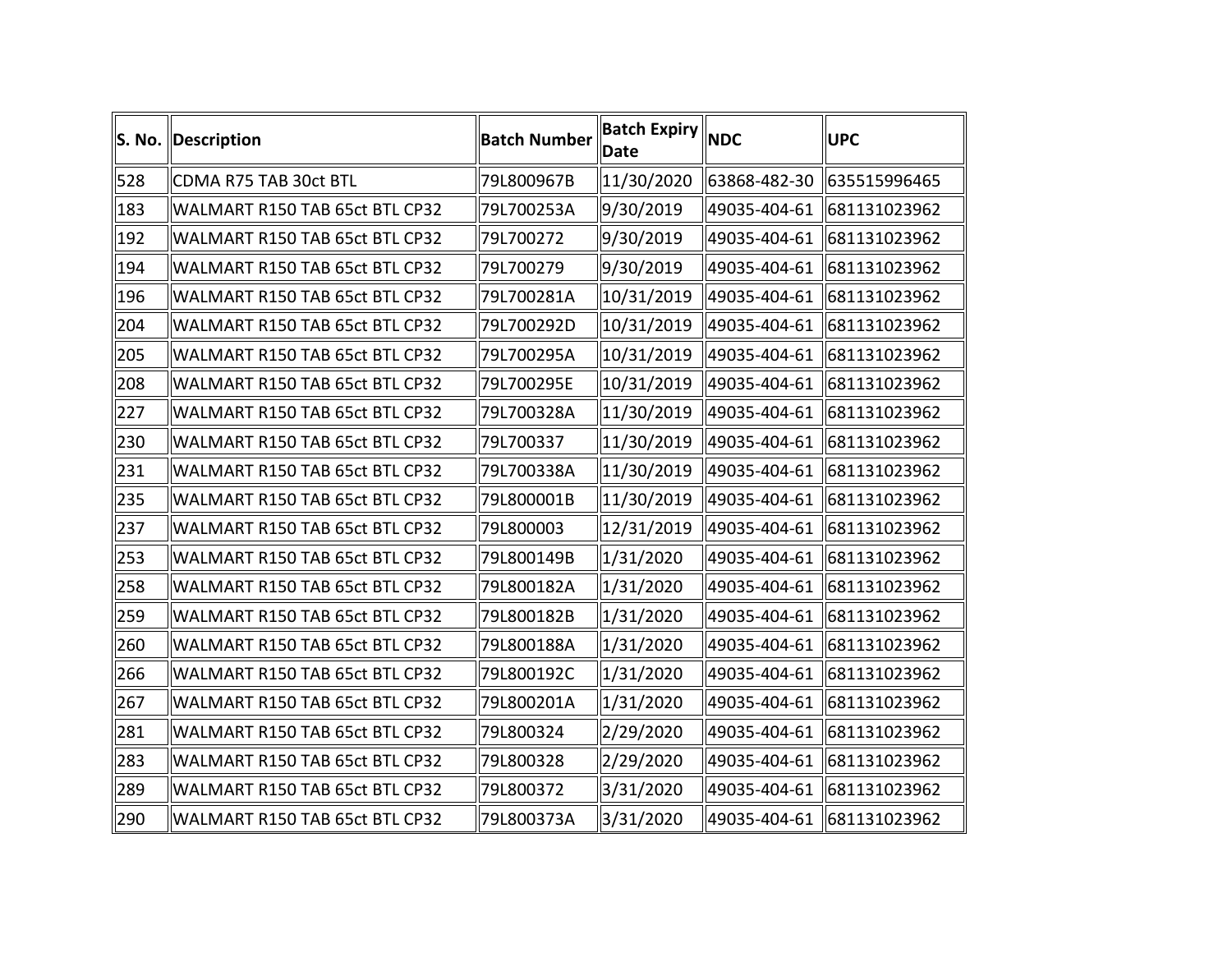| S. No. | Description | Batch Number | Batch Expiry Date | NDC | UPC |
|---|---|---|---|---|---|
| 528 | CDMA R75 TAB 30ct BTL | 79L800967B | 11/30/2020 | 63868-482-30 | 635515996465 |
| 183 | WALMART R150 TAB 65ct BTL CP32 | 79L700253A | 9/30/2019 | 49035-404-61 | 681131023962 |
| 192 | WALMART R150 TAB 65ct BTL CP32 | 79L700272 | 9/30/2019 | 49035-404-61 | 681131023962 |
| 194 | WALMART R150 TAB 65ct BTL CP32 | 79L700279 | 9/30/2019 | 49035-404-61 | 681131023962 |
| 196 | WALMART R150 TAB 65ct BTL CP32 | 79L700281A | 10/31/2019 | 49035-404-61 | 681131023962 |
| 204 | WALMART R150 TAB 65ct BTL CP32 | 79L700292D | 10/31/2019 | 49035-404-61 | 681131023962 |
| 205 | WALMART R150 TAB 65ct BTL CP32 | 79L700295A | 10/31/2019 | 49035-404-61 | 681131023962 |
| 208 | WALMART R150 TAB 65ct BTL CP32 | 79L700295E | 10/31/2019 | 49035-404-61 | 681131023962 |
| 227 | WALMART R150 TAB 65ct BTL CP32 | 79L700328A | 11/30/2019 | 49035-404-61 | 681131023962 |
| 230 | WALMART R150 TAB 65ct BTL CP32 | 79L700337 | 11/30/2019 | 49035-404-61 | 681131023962 |
| 231 | WALMART R150 TAB 65ct BTL CP32 | 79L700338A | 11/30/2019 | 49035-404-61 | 681131023962 |
| 235 | WALMART R150 TAB 65ct BTL CP32 | 79L800001B | 11/30/2019 | 49035-404-61 | 681131023962 |
| 237 | WALMART R150 TAB 65ct BTL CP32 | 79L800003 | 12/31/2019 | 49035-404-61 | 681131023962 |
| 253 | WALMART R150 TAB 65ct BTL CP32 | 79L800149B | 1/31/2020 | 49035-404-61 | 681131023962 |
| 258 | WALMART R150 TAB 65ct BTL CP32 | 79L800182A | 1/31/2020 | 49035-404-61 | 681131023962 |
| 259 | WALMART R150 TAB 65ct BTL CP32 | 79L800182B | 1/31/2020 | 49035-404-61 | 681131023962 |
| 260 | WALMART R150 TAB 65ct BTL CP32 | 79L800188A | 1/31/2020 | 49035-404-61 | 681131023962 |
| 266 | WALMART R150 TAB 65ct BTL CP32 | 79L800192C | 1/31/2020 | 49035-404-61 | 681131023962 |
| 267 | WALMART R150 TAB 65ct BTL CP32 | 79L800201A | 1/31/2020 | 49035-404-61 | 681131023962 |
| 281 | WALMART R150 TAB 65ct BTL CP32 | 79L800324 | 2/29/2020 | 49035-404-61 | 681131023962 |
| 283 | WALMART R150 TAB 65ct BTL CP32 | 79L800328 | 2/29/2020 | 49035-404-61 | 681131023962 |
| 289 | WALMART R150 TAB 65ct BTL CP32 | 79L800372 | 3/31/2020 | 49035-404-61 | 681131023962 |
| 290 | WALMART R150 TAB 65ct BTL CP32 | 79L800373A | 3/31/2020 | 49035-404-61 | 681131023962 |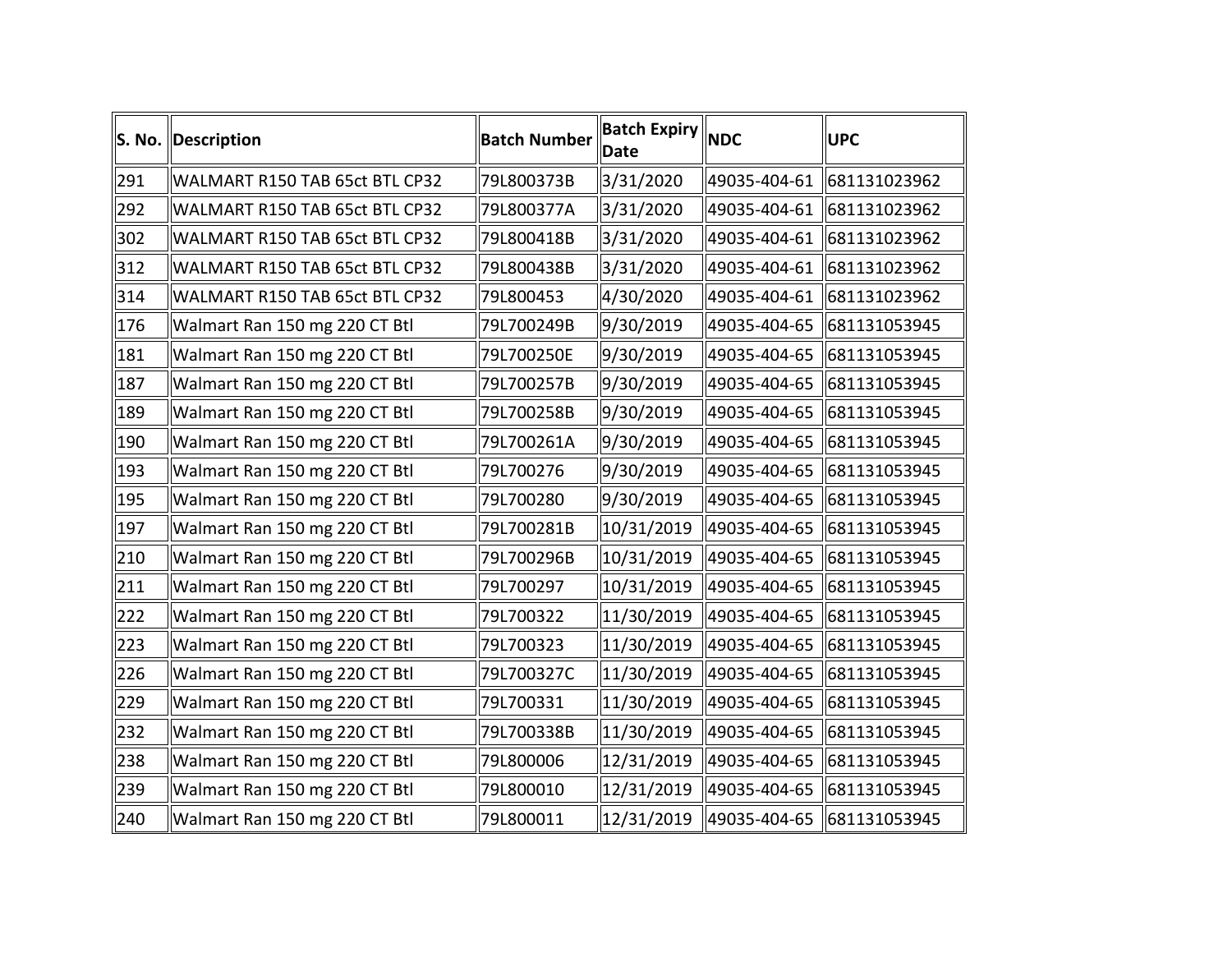| S. No. | Description | Batch Number | Batch Expiry Date | NDC | UPC |
|---|---|---|---|---|---|
| 291 | WALMART R150 TAB 65ct BTL CP32 | 79L800373B | 3/31/2020 | 49035-404-61 | 681131023962 |
| 292 | WALMART R150 TAB 65ct BTL CP32 | 79L800377A | 3/31/2020 | 49035-404-61 | 681131023962 |
| 302 | WALMART R150 TAB 65ct BTL CP32 | 79L800418B | 3/31/2020 | 49035-404-61 | 681131023962 |
| 312 | WALMART R150 TAB 65ct BTL CP32 | 79L800438B | 3/31/2020 | 49035-404-61 | 681131023962 |
| 314 | WALMART R150 TAB 65ct BTL CP32 | 79L800453 | 4/30/2020 | 49035-404-61 | 681131023962 |
| 176 | Walmart Ran 150 mg 220 CT Btl | 79L700249B | 9/30/2019 | 49035-404-65 | 681131053945 |
| 181 | Walmart Ran 150 mg 220 CT Btl | 79L700250E | 9/30/2019 | 49035-404-65 | 681131053945 |
| 187 | Walmart Ran 150 mg 220 CT Btl | 79L700257B | 9/30/2019 | 49035-404-65 | 681131053945 |
| 189 | Walmart Ran 150 mg 220 CT Btl | 79L700258B | 9/30/2019 | 49035-404-65 | 681131053945 |
| 190 | Walmart Ran 150 mg 220 CT Btl | 79L700261A | 9/30/2019 | 49035-404-65 | 681131053945 |
| 193 | Walmart Ran 150 mg 220 CT Btl | 79L700276 | 9/30/2019 | 49035-404-65 | 681131053945 |
| 195 | Walmart Ran 150 mg 220 CT Btl | 79L700280 | 9/30/2019 | 49035-404-65 | 681131053945 |
| 197 | Walmart Ran 150 mg 220 CT Btl | 79L700281B | 10/31/2019 | 49035-404-65 | 681131053945 |
| 210 | Walmart Ran 150 mg 220 CT Btl | 79L700296B | 10/31/2019 | 49035-404-65 | 681131053945 |
| 211 | Walmart Ran 150 mg 220 CT Btl | 79L700297 | 10/31/2019 | 49035-404-65 | 681131053945 |
| 222 | Walmart Ran 150 mg 220 CT Btl | 79L700322 | 11/30/2019 | 49035-404-65 | 681131053945 |
| 223 | Walmart Ran 150 mg 220 CT Btl | 79L700323 | 11/30/2019 | 49035-404-65 | 681131053945 |
| 226 | Walmart Ran 150 mg 220 CT Btl | 79L700327C | 11/30/2019 | 49035-404-65 | 681131053945 |
| 229 | Walmart Ran 150 mg 220 CT Btl | 79L700331 | 11/30/2019 | 49035-404-65 | 681131053945 |
| 232 | Walmart Ran 150 mg 220 CT Btl | 79L700338B | 11/30/2019 | 49035-404-65 | 681131053945 |
| 238 | Walmart Ran 150 mg 220 CT Btl | 79L800006 | 12/31/2019 | 49035-404-65 | 681131053945 |
| 239 | Walmart Ran 150 mg 220 CT Btl | 79L800010 | 12/31/2019 | 49035-404-65 | 681131053945 |
| 240 | Walmart Ran 150 mg 220 CT Btl | 79L800011 | 12/31/2019 | 49035-404-65 | 681131053945 |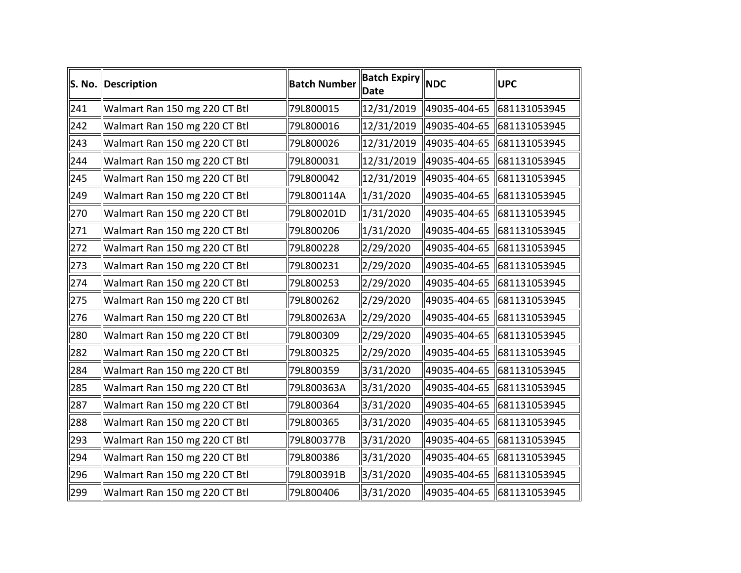| S. No. | Description | Batch Number | Batch Expiry Date | NDC | UPC |
|---|---|---|---|---|---|
| 241 | Walmart Ran 150 mg 220 CT Btl | 79L800015 | 12/31/2019 | 49035-404-65 | 681131053945 |
| 242 | Walmart Ran 150 mg 220 CT Btl | 79L800016 | 12/31/2019 | 49035-404-65 | 681131053945 |
| 243 | Walmart Ran 150 mg 220 CT Btl | 79L800026 | 12/31/2019 | 49035-404-65 | 681131053945 |
| 244 | Walmart Ran 150 mg 220 CT Btl | 79L800031 | 12/31/2019 | 49035-404-65 | 681131053945 |
| 245 | Walmart Ran 150 mg 220 CT Btl | 79L800042 | 12/31/2019 | 49035-404-65 | 681131053945 |
| 249 | Walmart Ran 150 mg 220 CT Btl | 79L800114A | 1/31/2020 | 49035-404-65 | 681131053945 |
| 270 | Walmart Ran 150 mg 220 CT Btl | 79L800201D | 1/31/2020 | 49035-404-65 | 681131053945 |
| 271 | Walmart Ran 150 mg 220 CT Btl | 79L800206 | 1/31/2020 | 49035-404-65 | 681131053945 |
| 272 | Walmart Ran 150 mg 220 CT Btl | 79L800228 | 2/29/2020 | 49035-404-65 | 681131053945 |
| 273 | Walmart Ran 150 mg 220 CT Btl | 79L800231 | 2/29/2020 | 49035-404-65 | 681131053945 |
| 274 | Walmart Ran 150 mg 220 CT Btl | 79L800253 | 2/29/2020 | 49035-404-65 | 681131053945 |
| 275 | Walmart Ran 150 mg 220 CT Btl | 79L800262 | 2/29/2020 | 49035-404-65 | 681131053945 |
| 276 | Walmart Ran 150 mg 220 CT Btl | 79L800263A | 2/29/2020 | 49035-404-65 | 681131053945 |
| 280 | Walmart Ran 150 mg 220 CT Btl | 79L800309 | 2/29/2020 | 49035-404-65 | 681131053945 |
| 282 | Walmart Ran 150 mg 220 CT Btl | 79L800325 | 2/29/2020 | 49035-404-65 | 681131053945 |
| 284 | Walmart Ran 150 mg 220 CT Btl | 79L800359 | 3/31/2020 | 49035-404-65 | 681131053945 |
| 285 | Walmart Ran 150 mg 220 CT Btl | 79L800363A | 3/31/2020 | 49035-404-65 | 681131053945 |
| 287 | Walmart Ran 150 mg 220 CT Btl | 79L800364 | 3/31/2020 | 49035-404-65 | 681131053945 |
| 288 | Walmart Ran 150 mg 220 CT Btl | 79L800365 | 3/31/2020 | 49035-404-65 | 681131053945 |
| 293 | Walmart Ran 150 mg 220 CT Btl | 79L800377B | 3/31/2020 | 49035-404-65 | 681131053945 |
| 294 | Walmart Ran 150 mg 220 CT Btl | 79L800386 | 3/31/2020 | 49035-404-65 | 681131053945 |
| 296 | Walmart Ran 150 mg 220 CT Btl | 79L800391B | 3/31/2020 | 49035-404-65 | 681131053945 |
| 299 | Walmart Ran 150 mg 220 CT Btl | 79L800406 | 3/31/2020 | 49035-404-65 | 681131053945 |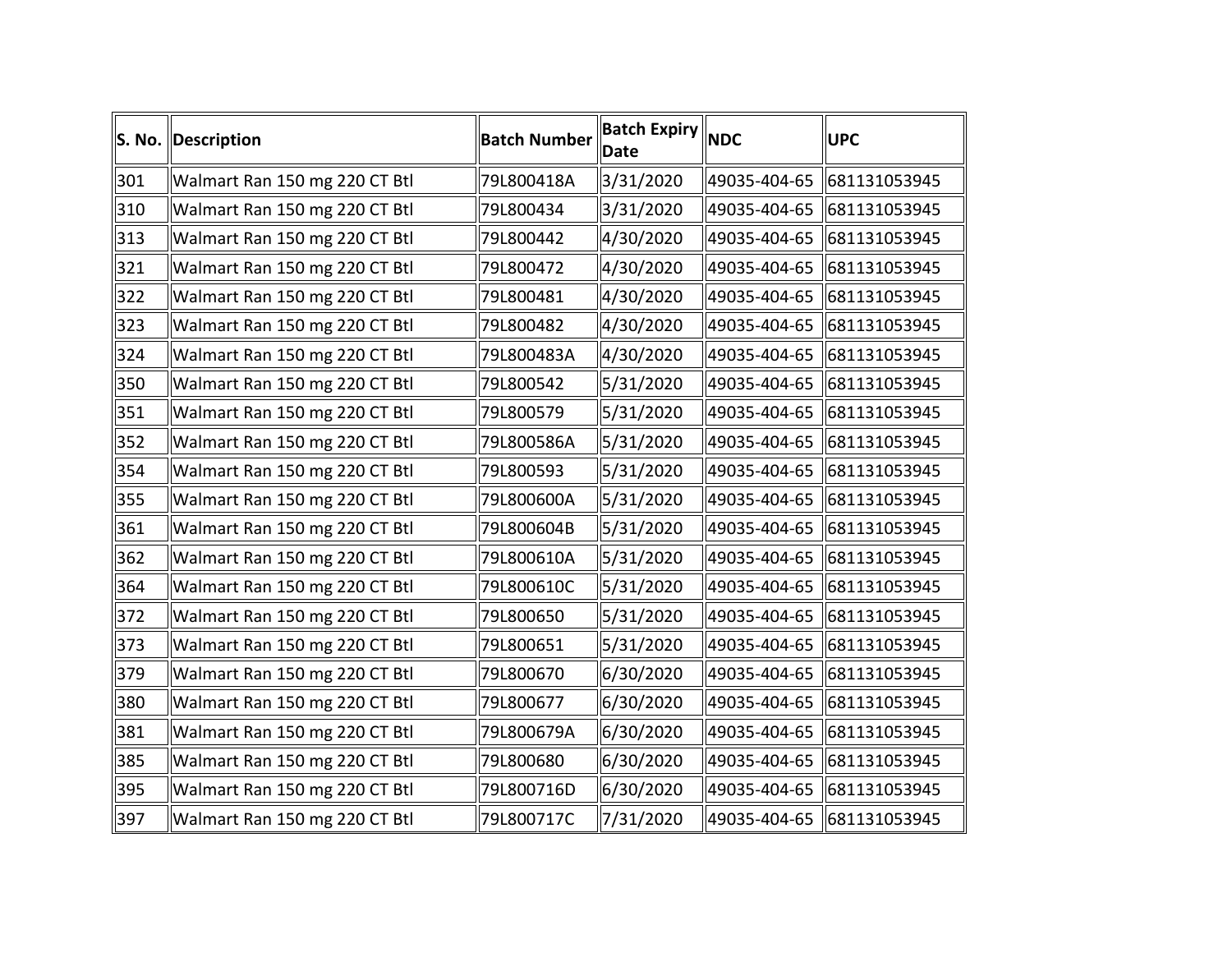| S. No. | Description | Batch Number | Batch Expiry Date | NDC | UPC |
|---|---|---|---|---|---|
| 301 | Walmart Ran 150 mg 220 CT Btl | 79L800418A | 3/31/2020 | 49035-404-65 | 681131053945 |
| 310 | Walmart Ran 150 mg 220 CT Btl | 79L800434 | 3/31/2020 | 49035-404-65 | 681131053945 |
| 313 | Walmart Ran 150 mg 220 CT Btl | 79L800442 | 4/30/2020 | 49035-404-65 | 681131053945 |
| 321 | Walmart Ran 150 mg 220 CT Btl | 79L800472 | 4/30/2020 | 49035-404-65 | 681131053945 |
| 322 | Walmart Ran 150 mg 220 CT Btl | 79L800481 | 4/30/2020 | 49035-404-65 | 681131053945 |
| 323 | Walmart Ran 150 mg 220 CT Btl | 79L800482 | 4/30/2020 | 49035-404-65 | 681131053945 |
| 324 | Walmart Ran 150 mg 220 CT Btl | 79L800483A | 4/30/2020 | 49035-404-65 | 681131053945 |
| 350 | Walmart Ran 150 mg 220 CT Btl | 79L800542 | 5/31/2020 | 49035-404-65 | 681131053945 |
| 351 | Walmart Ran 150 mg 220 CT Btl | 79L800579 | 5/31/2020 | 49035-404-65 | 681131053945 |
| 352 | Walmart Ran 150 mg 220 CT Btl | 79L800586A | 5/31/2020 | 49035-404-65 | 681131053945 |
| 354 | Walmart Ran 150 mg 220 CT Btl | 79L800593 | 5/31/2020 | 49035-404-65 | 681131053945 |
| 355 | Walmart Ran 150 mg 220 CT Btl | 79L800600A | 5/31/2020 | 49035-404-65 | 681131053945 |
| 361 | Walmart Ran 150 mg 220 CT Btl | 79L800604B | 5/31/2020 | 49035-404-65 | 681131053945 |
| 362 | Walmart Ran 150 mg 220 CT Btl | 79L800610A | 5/31/2020 | 49035-404-65 | 681131053945 |
| 364 | Walmart Ran 150 mg 220 CT Btl | 79L800610C | 5/31/2020 | 49035-404-65 | 681131053945 |
| 372 | Walmart Ran 150 mg 220 CT Btl | 79L800650 | 5/31/2020 | 49035-404-65 | 681131053945 |
| 373 | Walmart Ran 150 mg 220 CT Btl | 79L800651 | 5/31/2020 | 49035-404-65 | 681131053945 |
| 379 | Walmart Ran 150 mg 220 CT Btl | 79L800670 | 6/30/2020 | 49035-404-65 | 681131053945 |
| 380 | Walmart Ran 150 mg 220 CT Btl | 79L800677 | 6/30/2020 | 49035-404-65 | 681131053945 |
| 381 | Walmart Ran 150 mg 220 CT Btl | 79L800679A | 6/30/2020 | 49035-404-65 | 681131053945 |
| 385 | Walmart Ran 150 mg 220 CT Btl | 79L800680 | 6/30/2020 | 49035-404-65 | 681131053945 |
| 395 | Walmart Ran 150 mg 220 CT Btl | 79L800716D | 6/30/2020 | 49035-404-65 | 681131053945 |
| 397 | Walmart Ran 150 mg 220 CT Btl | 79L800717C | 7/31/2020 | 49035-404-65 | 681131053945 |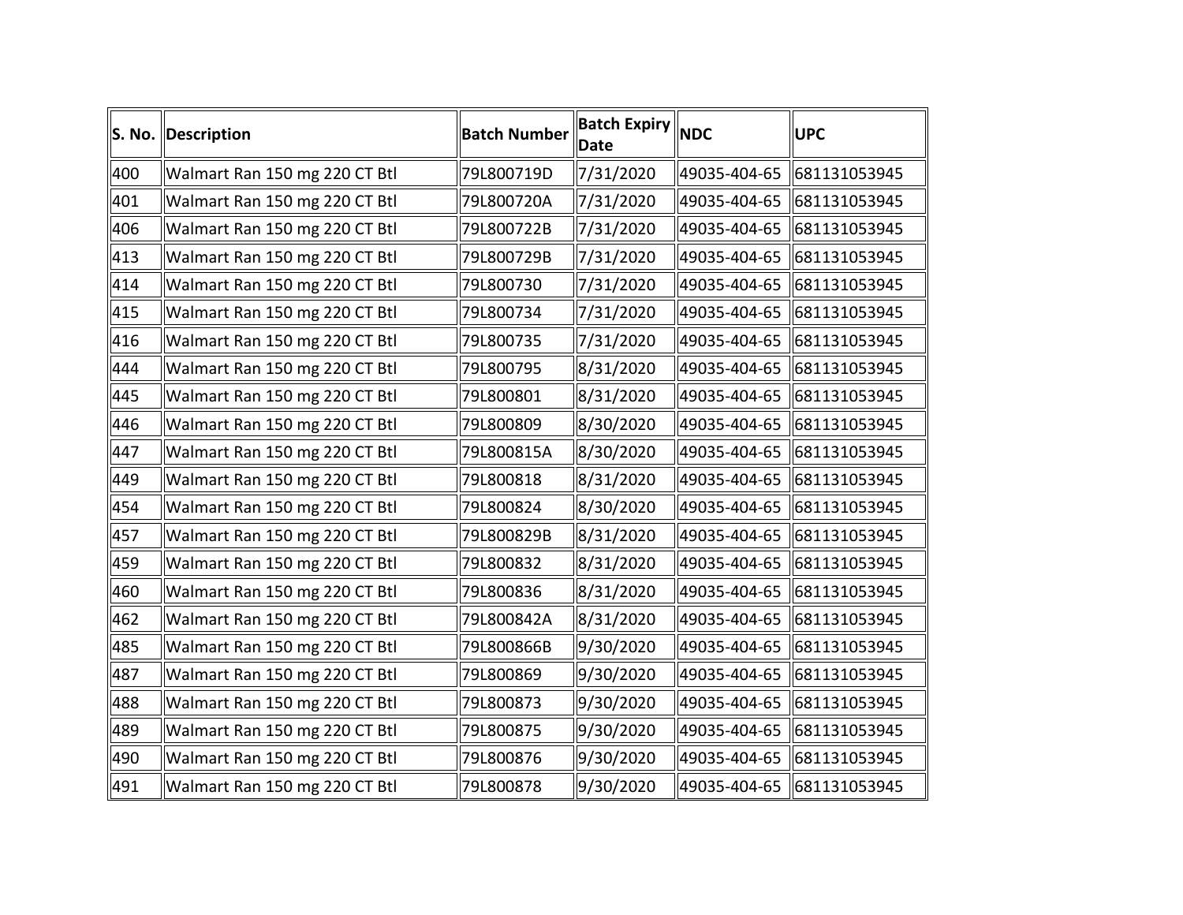| S. No. | Description | Batch Number | Batch Expiry Date | NDC | UPC |
|---|---|---|---|---|---|
| 400 | Walmart Ran 150 mg 220 CT Btl | 79L800719D | 7/31/2020 | 49035-404-65 | 681131053945 |
| 401 | Walmart Ran 150 mg 220 CT Btl | 79L800720A | 7/31/2020 | 49035-404-65 | 681131053945 |
| 406 | Walmart Ran 150 mg 220 CT Btl | 79L800722B | 7/31/2020 | 49035-404-65 | 681131053945 |
| 413 | Walmart Ran 150 mg 220 CT Btl | 79L800729B | 7/31/2020 | 49035-404-65 | 681131053945 |
| 414 | Walmart Ran 150 mg 220 CT Btl | 79L800730 | 7/31/2020 | 49035-404-65 | 681131053945 |
| 415 | Walmart Ran 150 mg 220 CT Btl | 79L800734 | 7/31/2020 | 49035-404-65 | 681131053945 |
| 416 | Walmart Ran 150 mg 220 CT Btl | 79L800735 | 7/31/2020 | 49035-404-65 | 681131053945 |
| 444 | Walmart Ran 150 mg 220 CT Btl | 79L800795 | 8/31/2020 | 49035-404-65 | 681131053945 |
| 445 | Walmart Ran 150 mg 220 CT Btl | 79L800801 | 8/31/2020 | 49035-404-65 | 681131053945 |
| 446 | Walmart Ran 150 mg 220 CT Btl | 79L800809 | 8/30/2020 | 49035-404-65 | 681131053945 |
| 447 | Walmart Ran 150 mg 220 CT Btl | 79L800815A | 8/30/2020 | 49035-404-65 | 681131053945 |
| 449 | Walmart Ran 150 mg 220 CT Btl | 79L800818 | 8/31/2020 | 49035-404-65 | 681131053945 |
| 454 | Walmart Ran 150 mg 220 CT Btl | 79L800824 | 8/30/2020 | 49035-404-65 | 681131053945 |
| 457 | Walmart Ran 150 mg 220 CT Btl | 79L800829B | 8/31/2020 | 49035-404-65 | 681131053945 |
| 459 | Walmart Ran 150 mg 220 CT Btl | 79L800832 | 8/31/2020 | 49035-404-65 | 681131053945 |
| 460 | Walmart Ran 150 mg 220 CT Btl | 79L800836 | 8/31/2020 | 49035-404-65 | 681131053945 |
| 462 | Walmart Ran 150 mg 220 CT Btl | 79L800842A | 8/31/2020 | 49035-404-65 | 681131053945 |
| 485 | Walmart Ran 150 mg 220 CT Btl | 79L800866B | 9/30/2020 | 49035-404-65 | 681131053945 |
| 487 | Walmart Ran 150 mg 220 CT Btl | 79L800869 | 9/30/2020 | 49035-404-65 | 681131053945 |
| 488 | Walmart Ran 150 mg 220 CT Btl | 79L800873 | 9/30/2020 | 49035-404-65 | 681131053945 |
| 489 | Walmart Ran 150 mg 220 CT Btl | 79L800875 | 9/30/2020 | 49035-404-65 | 681131053945 |
| 490 | Walmart Ran 150 mg 220 CT Btl | 79L800876 | 9/30/2020 | 49035-404-65 | 681131053945 |
| 491 | Walmart Ran 150 mg 220 CT Btl | 79L800878 | 9/30/2020 | 49035-404-65 | 681131053945 |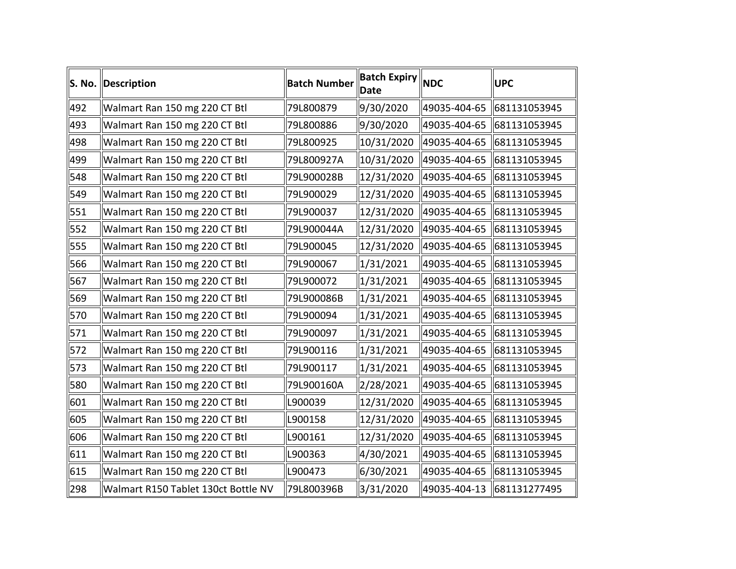| S. No. | Description | Batch Number | Batch Expiry Date | NDC | UPC |
|---|---|---|---|---|---|
| 492 | Walmart Ran 150 mg 220 CT Btl | 79L800879 | 9/30/2020 | 49035-404-65 | 681131053945 |
| 493 | Walmart Ran 150 mg 220 CT Btl | 79L800886 | 9/30/2020 | 49035-404-65 | 681131053945 |
| 498 | Walmart Ran 150 mg 220 CT Btl | 79L800925 | 10/31/2020 | 49035-404-65 | 681131053945 |
| 499 | Walmart Ran 150 mg 220 CT Btl | 79L800927A | 10/31/2020 | 49035-404-65 | 681131053945 |
| 548 | Walmart Ran 150 mg 220 CT Btl | 79L900028B | 12/31/2020 | 49035-404-65 | 681131053945 |
| 549 | Walmart Ran 150 mg 220 CT Btl | 79L900029 | 12/31/2020 | 49035-404-65 | 681131053945 |
| 551 | Walmart Ran 150 mg 220 CT Btl | 79L900037 | 12/31/2020 | 49035-404-65 | 681131053945 |
| 552 | Walmart Ran 150 mg 220 CT Btl | 79L900044A | 12/31/2020 | 49035-404-65 | 681131053945 |
| 555 | Walmart Ran 150 mg 220 CT Btl | 79L900045 | 12/31/2020 | 49035-404-65 | 681131053945 |
| 566 | Walmart Ran 150 mg 220 CT Btl | 79L900067 | 1/31/2021 | 49035-404-65 | 681131053945 |
| 567 | Walmart Ran 150 mg 220 CT Btl | 79L900072 | 1/31/2021 | 49035-404-65 | 681131053945 |
| 569 | Walmart Ran 150 mg 220 CT Btl | 79L900086B | 1/31/2021 | 49035-404-65 | 681131053945 |
| 570 | Walmart Ran 150 mg 220 CT Btl | 79L900094 | 1/31/2021 | 49035-404-65 | 681131053945 |
| 571 | Walmart Ran 150 mg 220 CT Btl | 79L900097 | 1/31/2021 | 49035-404-65 | 681131053945 |
| 572 | Walmart Ran 150 mg 220 CT Btl | 79L900116 | 1/31/2021 | 49035-404-65 | 681131053945 |
| 573 | Walmart Ran 150 mg 220 CT Btl | 79L900117 | 1/31/2021 | 49035-404-65 | 681131053945 |
| 580 | Walmart Ran 150 mg 220 CT Btl | 79L900160A | 2/28/2021 | 49035-404-65 | 681131053945 |
| 601 | Walmart Ran 150 mg 220 CT Btl | L900039 | 12/31/2020 | 49035-404-65 | 681131053945 |
| 605 | Walmart Ran 150 mg 220 CT Btl | L900158 | 12/31/2020 | 49035-404-65 | 681131053945 |
| 606 | Walmart Ran 150 mg 220 CT Btl | L900161 | 12/31/2020 | 49035-404-65 | 681131053945 |
| 611 | Walmart Ran 150 mg 220 CT Btl | L900363 | 4/30/2021 | 49035-404-65 | 681131053945 |
| 615 | Walmart Ran 150 mg 220 CT Btl | L900473 | 6/30/2021 | 49035-404-65 | 681131053945 |
| 298 | Walmart R150 Tablet 130ct Bottle NV | 79L800396B | 3/31/2020 | 49035-404-13 | 681131277495 |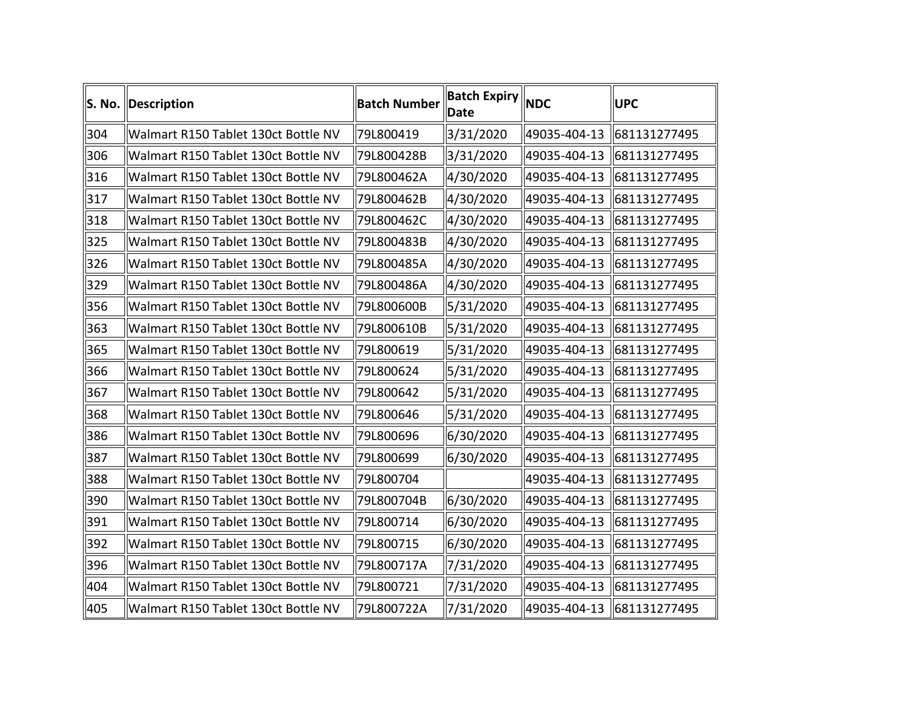| S. No. | Description | Batch Number | Batch Expiry Date | NDC | UPC |
|---|---|---|---|---|---|
| 304 | Walmart R150 Tablet 130ct Bottle NV | 79L800419 | 3/31/2020 | 49035-404-13 | 681131277495 |
| 306 | Walmart R150 Tablet 130ct Bottle NV | 79L800428B | 3/31/2020 | 49035-404-13 | 681131277495 |
| 316 | Walmart R150 Tablet 130ct Bottle NV | 79L800462A | 4/30/2020 | 49035-404-13 | 681131277495 |
| 317 | Walmart R150 Tablet 130ct Bottle NV | 79L800462B | 4/30/2020 | 49035-404-13 | 681131277495 |
| 318 | Walmart R150 Tablet 130ct Bottle NV | 79L800462C | 4/30/2020 | 49035-404-13 | 681131277495 |
| 325 | Walmart R150 Tablet 130ct Bottle NV | 79L800483B | 4/30/2020 | 49035-404-13 | 681131277495 |
| 326 | Walmart R150 Tablet 130ct Bottle NV | 79L800485A | 4/30/2020 | 49035-404-13 | 681131277495 |
| 329 | Walmart R150 Tablet 130ct Bottle NV | 79L800486A | 4/30/2020 | 49035-404-13 | 681131277495 |
| 356 | Walmart R150 Tablet 130ct Bottle NV | 79L800600B | 5/31/2020 | 49035-404-13 | 681131277495 |
| 363 | Walmart R150 Tablet 130ct Bottle NV | 79L800610B | 5/31/2020 | 49035-404-13 | 681131277495 |
| 365 | Walmart R150 Tablet 130ct Bottle NV | 79L800619 | 5/31/2020 | 49035-404-13 | 681131277495 |
| 366 | Walmart R150 Tablet 130ct Bottle NV | 79L800624 | 5/31/2020 | 49035-404-13 | 681131277495 |
| 367 | Walmart R150 Tablet 130ct Bottle NV | 79L800642 | 5/31/2020 | 49035-404-13 | 681131277495 |
| 368 | Walmart R150 Tablet 130ct Bottle NV | 79L800646 | 5/31/2020 | 49035-404-13 | 681131277495 |
| 386 | Walmart R150 Tablet 130ct Bottle NV | 79L800696 | 6/30/2020 | 49035-404-13 | 681131277495 |
| 387 | Walmart R150 Tablet 130ct Bottle NV | 79L800699 | 6/30/2020 | 49035-404-13 | 681131277495 |
| 388 | Walmart R150 Tablet 130ct Bottle NV | 79L800704 | | 49035-404-13 | 681131277495 |
| 390 | Walmart R150 Tablet 130ct Bottle NV | 79L800704B | 6/30/2020 | 49035-404-13 | 681131277495 |
| 391 | Walmart R150 Tablet 130ct Bottle NV | 79L800714 | 6/30/2020 | 49035-404-13 | 681131277495 |
| 392 | Walmart R150 Tablet 130ct Bottle NV | 79L800715 | 6/30/2020 | 49035-404-13 | 681131277495 |
| 396 | Walmart R150 Tablet 130ct Bottle NV | 79L800717A | 7/31/2020 | 49035-404-13 | 681131277495 |
| 404 | Walmart R150 Tablet 130ct Bottle NV | 79L800721 | 7/31/2020 | 49035-404-13 | 681131277495 |
| 405 | Walmart R150 Tablet 130ct Bottle NV | 79L800722A | 7/31/2020 | 49035-404-13 | 681131277495 |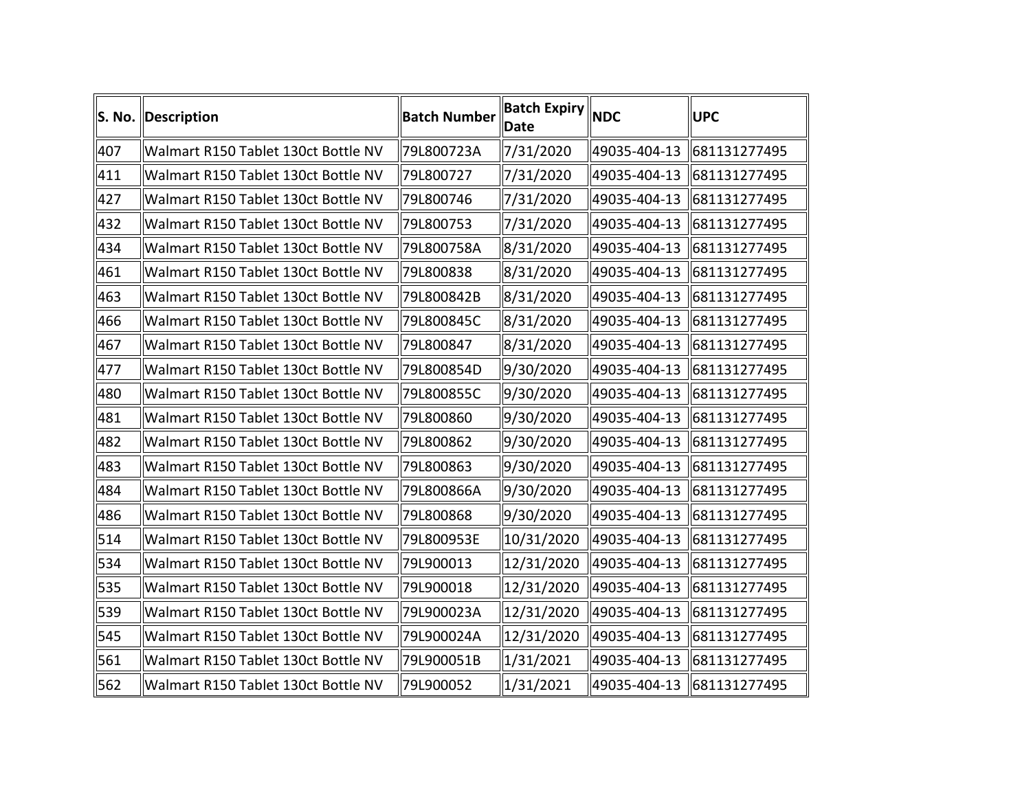| S. No. | Description | Batch Number | Batch Expiry Date | NDC | UPC |
|---|---|---|---|---|---|
| 407 | Walmart R150 Tablet 130ct Bottle NV | 79L800723A | 7/31/2020 | 49035-404-13 | 681131277495 |
| 411 | Walmart R150 Tablet 130ct Bottle NV | 79L800727 | 7/31/2020 | 49035-404-13 | 681131277495 |
| 427 | Walmart R150 Tablet 130ct Bottle NV | 79L800746 | 7/31/2020 | 49035-404-13 | 681131277495 |
| 432 | Walmart R150 Tablet 130ct Bottle NV | 79L800753 | 7/31/2020 | 49035-404-13 | 681131277495 |
| 434 | Walmart R150 Tablet 130ct Bottle NV | 79L800758A | 8/31/2020 | 49035-404-13 | 681131277495 |
| 461 | Walmart R150 Tablet 130ct Bottle NV | 79L800838 | 8/31/2020 | 49035-404-13 | 681131277495 |
| 463 | Walmart R150 Tablet 130ct Bottle NV | 79L800842B | 8/31/2020 | 49035-404-13 | 681131277495 |
| 466 | Walmart R150 Tablet 130ct Bottle NV | 79L800845C | 8/31/2020 | 49035-404-13 | 681131277495 |
| 467 | Walmart R150 Tablet 130ct Bottle NV | 79L800847 | 8/31/2020 | 49035-404-13 | 681131277495 |
| 477 | Walmart R150 Tablet 130ct Bottle NV | 79L800854D | 9/30/2020 | 49035-404-13 | 681131277495 |
| 480 | Walmart R150 Tablet 130ct Bottle NV | 79L800855C | 9/30/2020 | 49035-404-13 | 681131277495 |
| 481 | Walmart R150 Tablet 130ct Bottle NV | 79L800860 | 9/30/2020 | 49035-404-13 | 681131277495 |
| 482 | Walmart R150 Tablet 130ct Bottle NV | 79L800862 | 9/30/2020 | 49035-404-13 | 681131277495 |
| 483 | Walmart R150 Tablet 130ct Bottle NV | 79L800863 | 9/30/2020 | 49035-404-13 | 681131277495 |
| 484 | Walmart R150 Tablet 130ct Bottle NV | 79L800866A | 9/30/2020 | 49035-404-13 | 681131277495 |
| 486 | Walmart R150 Tablet 130ct Bottle NV | 79L800868 | 9/30/2020 | 49035-404-13 | 681131277495 |
| 514 | Walmart R150 Tablet 130ct Bottle NV | 79L800953E | 10/31/2020 | 49035-404-13 | 681131277495 |
| 534 | Walmart R150 Tablet 130ct Bottle NV | 79L900013 | 12/31/2020 | 49035-404-13 | 681131277495 |
| 535 | Walmart R150 Tablet 130ct Bottle NV | 79L900018 | 12/31/2020 | 49035-404-13 | 681131277495 |
| 539 | Walmart R150 Tablet 130ct Bottle NV | 79L900023A | 12/31/2020 | 49035-404-13 | 681131277495 |
| 545 | Walmart R150 Tablet 130ct Bottle NV | 79L900024A | 12/31/2020 | 49035-404-13 | 681131277495 |
| 561 | Walmart R150 Tablet 130ct Bottle NV | 79L900051B | 1/31/2021 | 49035-404-13 | 681131277495 |
| 562 | Walmart R150 Tablet 130ct Bottle NV | 79L900052 | 1/31/2021 | 49035-404-13 | 681131277495 |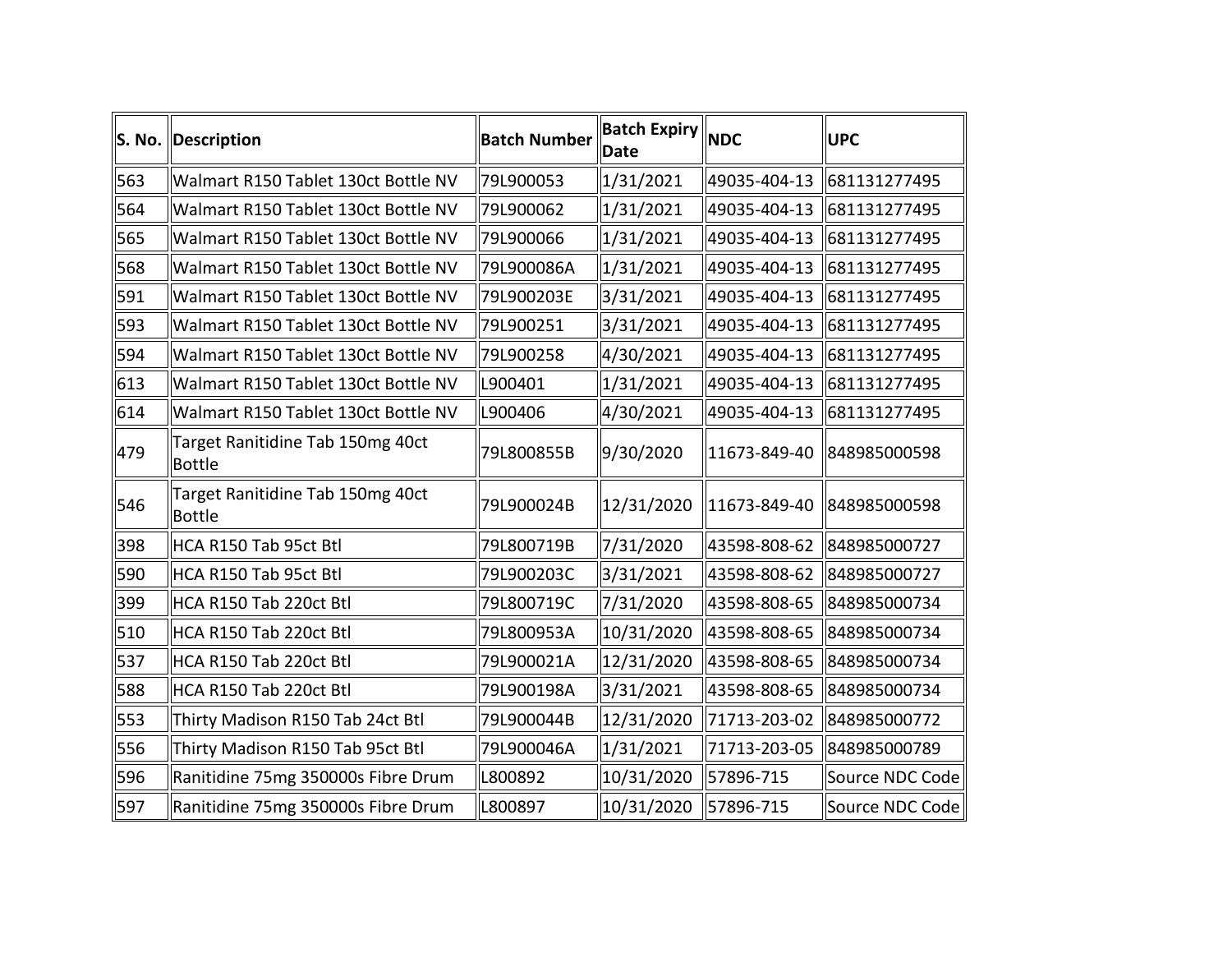| S. No. | Description | Batch Number | Batch Expiry Date | NDC | UPC |
|---|---|---|---|---|---|
| 563 | Walmart R150 Tablet 130ct Bottle NV | 79L900053 | 1/31/2021 | 49035-404-13 | 681131277495 |
| 564 | Walmart R150 Tablet 130ct Bottle NV | 79L900062 | 1/31/2021 | 49035-404-13 | 681131277495 |
| 565 | Walmart R150 Tablet 130ct Bottle NV | 79L900066 | 1/31/2021 | 49035-404-13 | 681131277495 |
| 568 | Walmart R150 Tablet 130ct Bottle NV | 79L900086A | 1/31/2021 | 49035-404-13 | 681131277495 |
| 591 | Walmart R150 Tablet 130ct Bottle NV | 79L900203E | 3/31/2021 | 49035-404-13 | 681131277495 |
| 593 | Walmart R150 Tablet 130ct Bottle NV | 79L900251 | 3/31/2021 | 49035-404-13 | 681131277495 |
| 594 | Walmart R150 Tablet 130ct Bottle NV | 79L900258 | 4/30/2021 | 49035-404-13 | 681131277495 |
| 613 | Walmart R150 Tablet 130ct Bottle NV | L900401 | 1/31/2021 | 49035-404-13 | 681131277495 |
| 614 | Walmart R150 Tablet 130ct Bottle NV | L900406 | 4/30/2021 | 49035-404-13 | 681131277495 |
| 479 | Target Ranitidine Tab 150mg 40ct Bottle | 79L800855B | 9/30/2020 | 11673-849-40 | 848985000598 |
| 546 | Target Ranitidine Tab 150mg 40ct Bottle | 79L900024B | 12/31/2020 | 11673-849-40 | 848985000598 |
| 398 | HCA R150 Tab 95ct Btl | 79L800719B | 7/31/2020 | 43598-808-62 | 848985000727 |
| 590 | HCA R150 Tab 95ct Btl | 79L900203C | 3/31/2021 | 43598-808-62 | 848985000727 |
| 399 | HCA R150 Tab 220ct Btl | 79L800719C | 7/31/2020 | 43598-808-65 | 848985000734 |
| 510 | HCA R150 Tab 220ct Btl | 79L800953A | 10/31/2020 | 43598-808-65 | 848985000734 |
| 537 | HCA R150 Tab 220ct Btl | 79L900021A | 12/31/2020 | 43598-808-65 | 848985000734 |
| 588 | HCA R150 Tab 220ct Btl | 79L900198A | 3/31/2021 | 43598-808-65 | 848985000734 |
| 553 | Thirty Madison R150 Tab 24ct Btl | 79L900044B | 12/31/2020 | 71713-203-02 | 848985000772 |
| 556 | Thirty Madison R150 Tab 95ct Btl | 79L900046A | 1/31/2021 | 71713-203-05 | 848985000789 |
| 596 | Ranitidine 75mg 350000s Fibre Drum | L800892 | 10/31/2020 | 57896-715 | Source NDC Code |
| 597 | Ranitidine 75mg 350000s Fibre Drum | L800897 | 10/31/2020 | 57896-715 | Source NDC Code |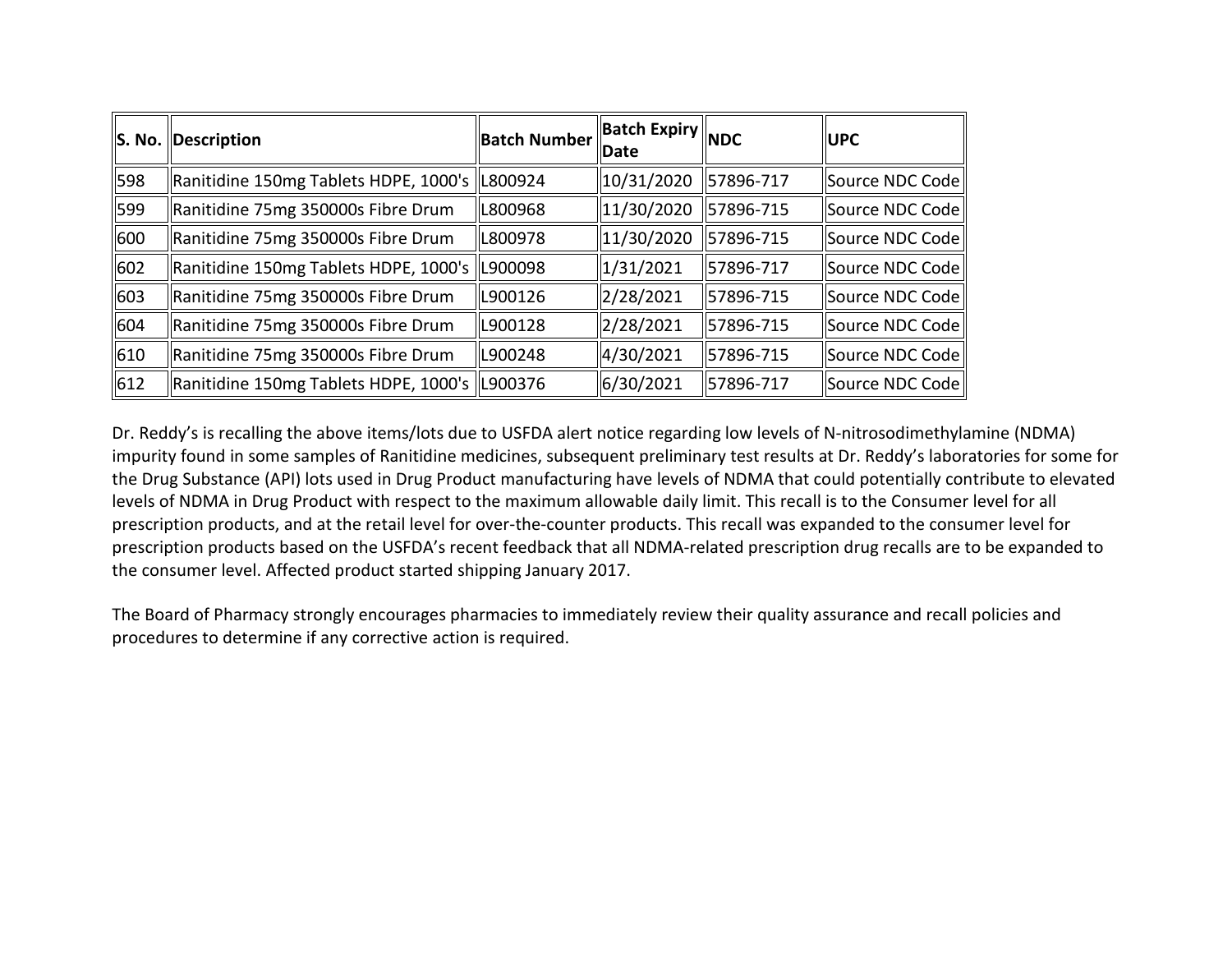| S. No. | Description | Batch Number | Batch Expiry Date | NDC | UPC |
|---|---|---|---|---|---|
| 598 | Ranitidine 150mg Tablets HDPE, 1000's | L800924 | 10/31/2020 | 57896-717 | Source NDC Code |
| 599 | Ranitidine 75mg 350000s Fibre Drum | L800968 | 11/30/2020 | 57896-715 | Source NDC Code |
| 600 | Ranitidine 75mg 350000s Fibre Drum | L800978 | 11/30/2020 | 57896-715 | Source NDC Code |
| 602 | Ranitidine 150mg Tablets HDPE, 1000's | L900098 | 1/31/2021 | 57896-717 | Source NDC Code |
| 603 | Ranitidine 75mg 350000s Fibre Drum | L900126 | 2/28/2021 | 57896-715 | Source NDC Code |
| 604 | Ranitidine 75mg 350000s Fibre Drum | L900128 | 2/28/2021 | 57896-715 | Source NDC Code |
| 610 | Ranitidine 75mg 350000s Fibre Drum | L900248 | 4/30/2021 | 57896-715 | Source NDC Code |
| 612 | Ranitidine 150mg Tablets HDPE, 1000's | L900376 | 6/30/2021 | 57896-717 | Source NDC Code |

Dr. Reddy's is recalling the above items/lots due to USFDA alert notice regarding low levels of N-nitrosodimethylamine (NDMA) impurity found in some samples of Ranitidine medicines, subsequent preliminary test results at Dr. Reddy's laboratories for some for the Drug Substance (API) lots used in Drug Product manufacturing have levels of NDMA that could potentially contribute to elevated levels of NDMA in Drug Product with respect to the maximum allowable daily limit. This recall is to the Consumer level for all prescription products, and at the retail level for over-the-counter products. This recall was expanded to the consumer level for prescription products based on the USFDA's recent feedback that all NDMA-related prescription drug recalls are to be expanded to the consumer level. Affected product started shipping January 2017.

The Board of Pharmacy strongly encourages pharmacies to immediately review their quality assurance and recall policies and procedures to determine if any corrective action is required.